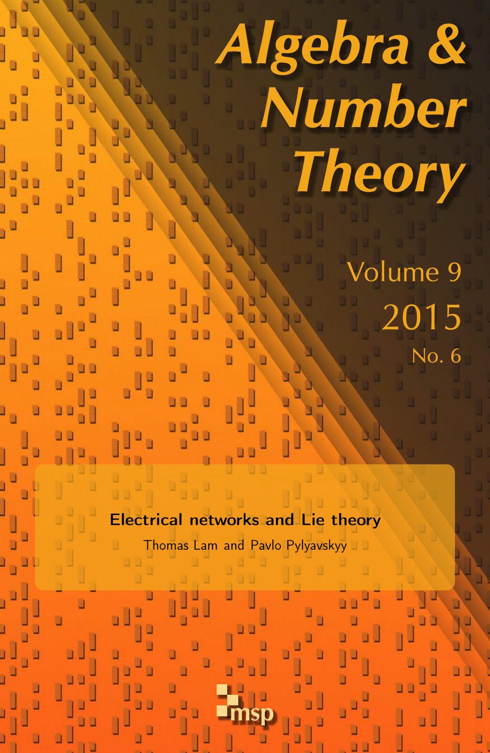# Algebra & Number Theory

Volume 9

2015

No. 6

**Electrical networks and Lie theory**

Thomas Lam and Pavlo Pylyavskyy

msp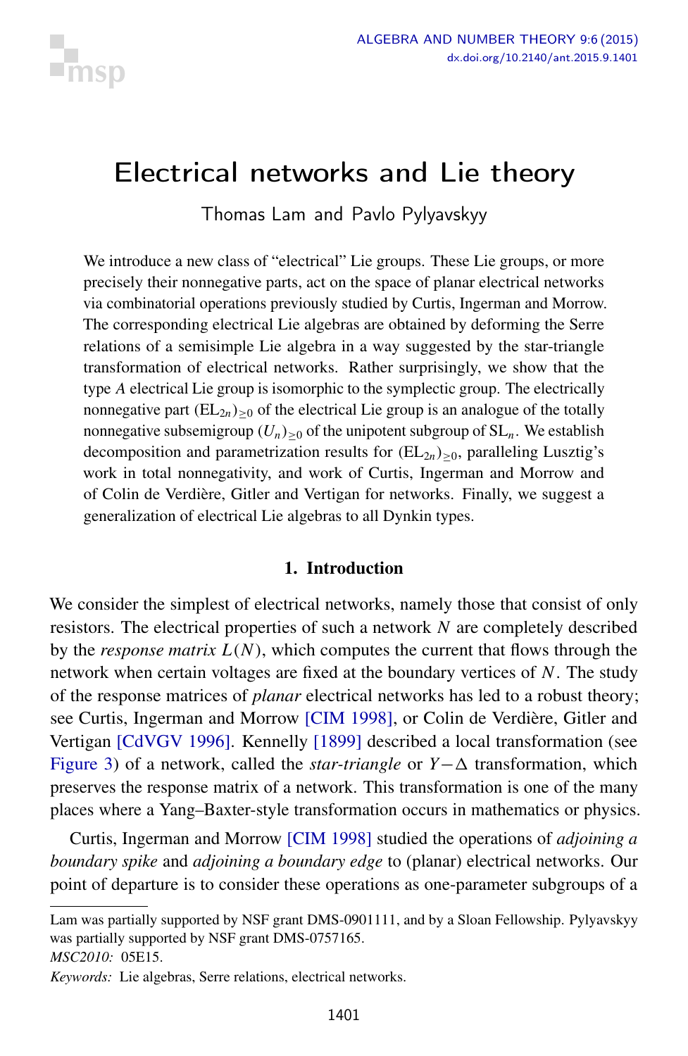# Electrical networks and Lie theory

Thomas Lam and Pavlo Pylyavskyy

We introduce a new class of "electrical" Lie groups. These Lie groups, or more precisely their nonnegative parts, act on the space of planar electrical networks via combinatorial operations previously studied by Curtis, Ingerman and Morrow. The corresponding electrical Lie algebras are obtained by deforming the Serre relations of a semisimple Lie algebra in a way suggested by the star-triangle transformation of electrical networks. Rather surprisingly, we show that the type $A$ electrical Lie group is isomorphic to the symplectic group. The electrically nonnegative part $(\mathrm{EL}_{2n})_{\geq 0}$ of the electrical Lie group is an analogue of the totally nonnegative subsemigroup $(U_n)_{\geq 0}$ of the unipotent subgroup of $\mathrm{SL}_n$. We establish decomposition and parametrization results for $(\mathrm{EL}_{2n})_{\geq 0}$, paralleling Lusztig's work in total nonnegativity, and work of Curtis, Ingerman and Morrow and of Colin de Verdière, Gitler and Vertigan for networks. Finally, we suggest a generalization of electrical Lie algebras to all Dynkin types.

## 1. Introduction

We consider the simplest of electrical networks, namely those that consist of only resistors. The electrical properties of such a network $N$ are completely described by the *response matrix* $L(N)$, which computes the current that flows through the network when certain voltages are fixed at the boundary vertices of $N$. The study of the response matrices of *planar* electrical networks has led to a robust theory; see Curtis, Ingerman and Morrow [CIM 1998], or Colin de Verdière, Gitler and Vertigan [CdVGV 1996]. Kennelly [1899] described a local transformation (see Figure 3) of a network, called the *star-triangle* or $Y-\Delta$ transformation, which preserves the response matrix of a network. This transformation is one of the many places where a Yang–Baxter-style transformation occurs in mathematics or physics.

Curtis, Ingerman and Morrow [CIM 1998] studied the operations of *adjoining a boundary spike* and *adjoining a boundary edge* to (planar) electrical networks. Our point of departure is to consider these operations as one-parameter subgroups of a

---

Lam was partially supported by NSF grant DMS-0901111, and by a Sloan Fellowship. Pylyavskyy was partially supported by NSF grant DMS-0757165.

*MSC2010:* 05E15.

*Keywords:* Lie algebras, Serre relations, electrical networks.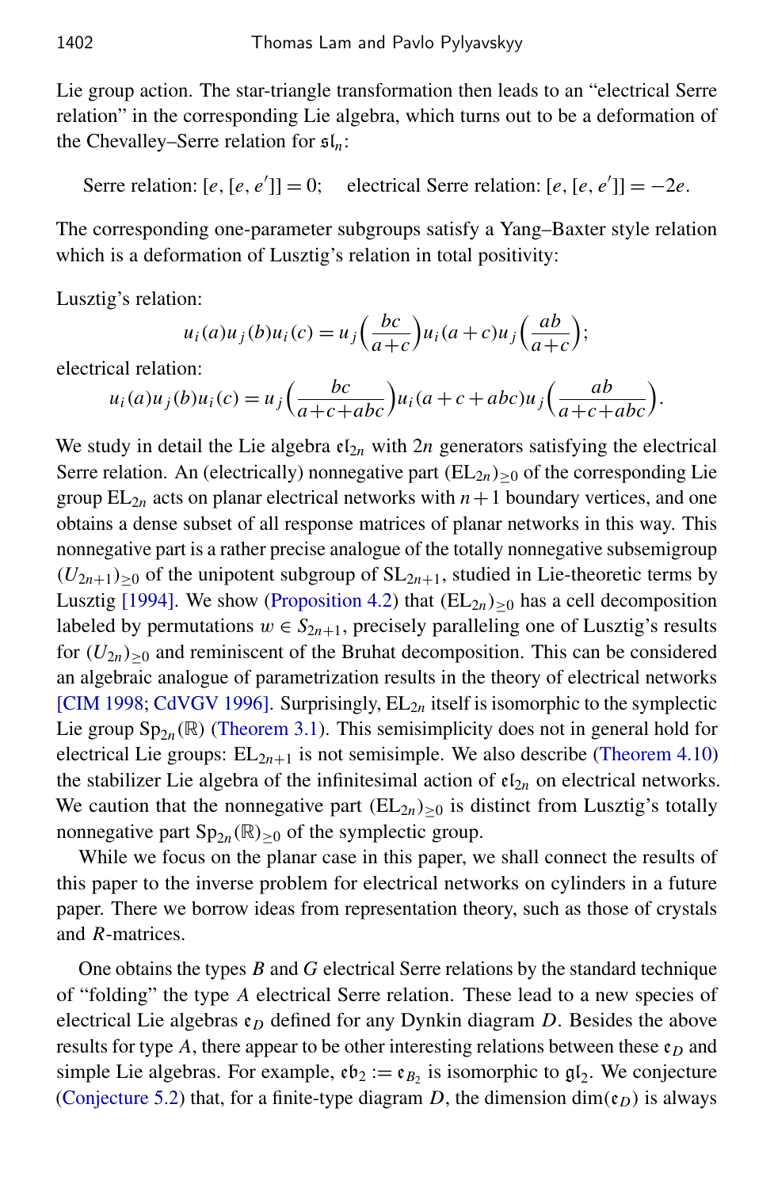Lie group action. The star-triangle transformation then leads to an "electrical Serre relation" in the corresponding Lie algebra, which turns out to be a deformation of the Chevalley–Serre relation for $\mathfrak{sl}_n$:

$$\text{Serre relation: } [e,[e,e']] = 0; \qquad \text{electrical Serre relation: } [e,[e,e']] = -2e.$$

The corresponding one-parameter subgroups satisfy a Yang–Baxter style relation which is a deformation of Lusztig's relation in total positivity:

Lusztig's relation:

$$u_i(a)u_j(b)u_i(c) = u_j\Big(\frac{bc}{a+c}\Big)u_i(a+c)u_j\Big(\frac{ab}{a+c}\Big);$$

electrical relation:

$$u_i(a)u_j(b)u_i(c) = u_j\Big(\frac{bc}{a+c+abc}\Big)u_i(a+c+abc)u_j\Big(\frac{ab}{a+c+abc}\Big).$$

We study in detail the Lie algebra $\mathfrak{el}_{2n}$ with $2n$ generators satisfying the electrical Serre relation. An (electrically) nonnegative part $(\mathrm{EL}_{2n})_{\geq 0}$ of the corresponding Lie group $\mathrm{EL}_{2n}$ acts on planar electrical networks with $n+1$ boundary vertices, and one obtains a dense subset of all response matrices of planar networks in this way. This nonnegative part is a rather precise analogue of the totally nonnegative subsemigroup $(U_{2n+1})_{\geq 0}$ of the unipotent subgroup of $\mathrm{SL}_{2n+1}$, studied in Lie-theoretic terms by Lusztig [1994]. We show (Proposition 4.2) that $(\mathrm{EL}_{2n})_{\geq 0}$ has a cell decomposition labeled by permutations $w \in S_{2n+1}$, precisely paralleling one of Lusztig's results for $(U_{2n})_{\geq 0}$ and reminiscent of the Bruhat decomposition. This can be considered an algebraic analogue of parametrization results in the theory of electrical networks [CIM 1998; CdVGV 1996]. Surprisingly, $\mathrm{EL}_{2n}$ itself is isomorphic to the symplectic Lie group $\mathrm{Sp}_{2n}(\mathbb{R})$ (Theorem 3.1). This semisimplicity does not in general hold for electrical Lie groups: $\mathrm{EL}_{2n+1}$ is not semisimple. We also describe (Theorem 4.10) the stabilizer Lie algebra of the infinitesimal action of $\mathfrak{el}_{2n}$ on electrical networks. We caution that the nonnegative part $(\mathrm{EL}_{2n})_{\geq 0}$ is distinct from Lusztig's totally nonnegative part $\mathrm{Sp}_{2n}(\mathbb{R})_{\geq 0}$ of the symplectic group.

While we focus on the planar case in this paper, we shall connect the results of this paper to the inverse problem for electrical networks on cylinders in a future paper. There we borrow ideas from representation theory, such as those of crystals and $R$-matrices.

One obtains the types $B$ and $G$ electrical Serre relations by the standard technique of "folding" the type $A$ electrical Serre relation. These lead to a new species of electrical Lie algebras $\mathfrak{e}_D$ defined for any Dynkin diagram $D$. Besides the above results for type $A$, there appear to be other interesting relations between these $\mathfrak{e}_D$ and simple Lie algebras. For example, $\mathfrak{eb}_2 := \mathfrak{e}_{B_2}$ is isomorphic to $\mathfrak{gl}_2$. We conjecture (Conjecture 5.2) that, for a finite-type diagram $D$, the dimension $\dim(\mathfrak{e}_D)$ is always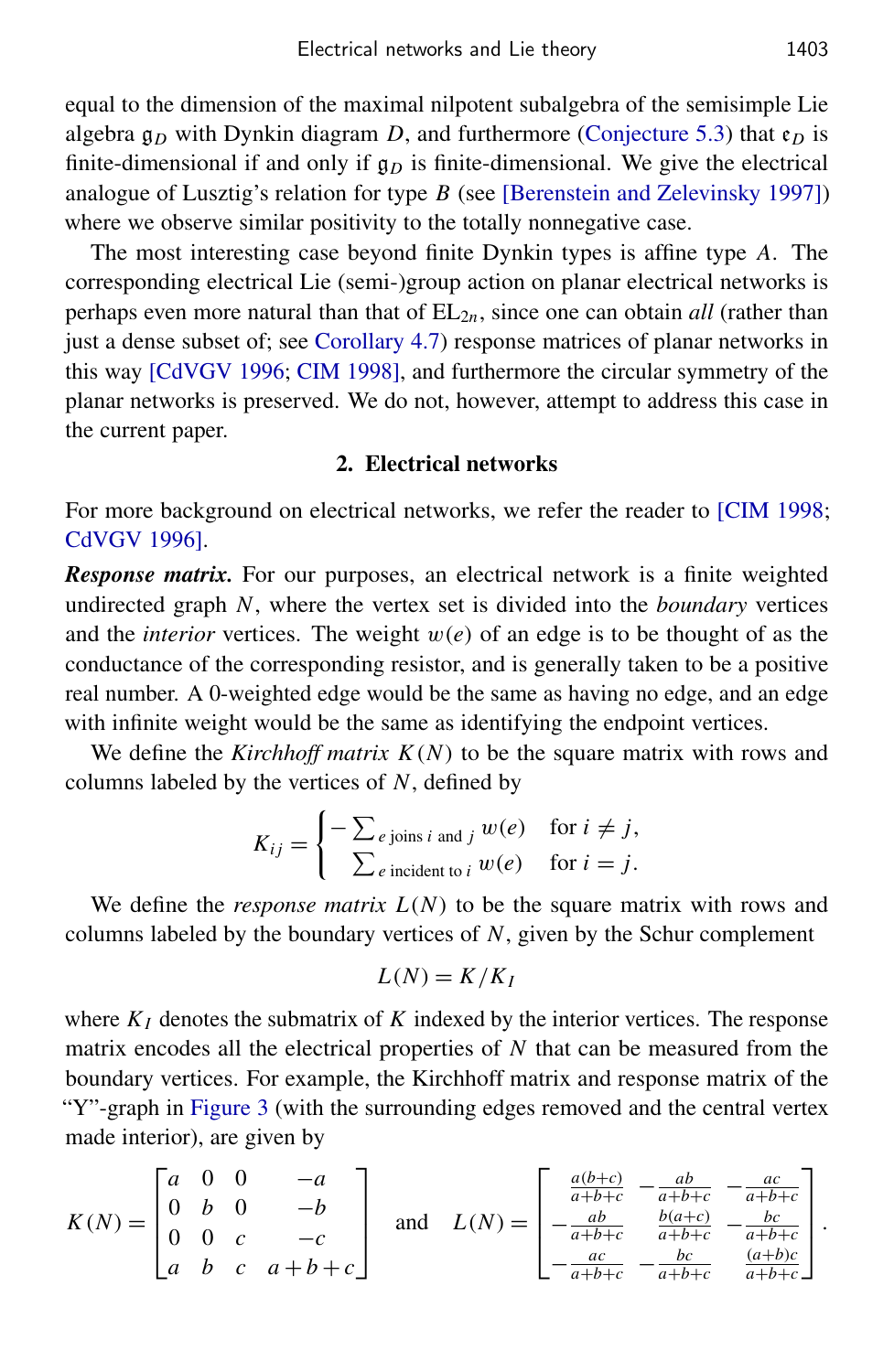equal to the dimension of the maximal nilpotent subalgebra of the semisimple Lie algebra $\mathfrak{g}_D$ with Dynkin diagram $D$, and furthermore (Conjecture 5.3) that $\mathfrak{e}_D$ is finite-dimensional if and only if $\mathfrak{g}_D$ is finite-dimensional. We give the electrical analogue of Lusztig's relation for type $B$ (see [Berenstein and Zelevinsky 1997]) where we observe similar positivity to the totally nonnegative case.

The most interesting case beyond finite Dynkin types is affine type $A$. The corresponding electrical Lie (semi-)group action on planar electrical networks is perhaps even more natural than that of $EL_{2n}$, since one can obtain *all* (rather than just a dense subset of; see Corollary 4.7) response matrices of planar networks in this way [CdVGV 1996; CIM 1998], and furthermore the circular symmetry of the planar networks is preserved. We do not, however, attempt to address this case in the current paper.

## 2. Electrical networks

For more background on electrical networks, we refer the reader to [CIM 1998; CdVGV 1996].

***Response matrix.*** For our purposes, an electrical network is a finite weighted undirected graph $N$, where the vertex set is divided into the *boundary* vertices and the *interior* vertices. The weight $w(e)$ of an edge is to be thought of as the conductance of the corresponding resistor, and is generally taken to be a positive real number. A 0-weighted edge would be the same as having no edge, and an edge with infinite weight would be the same as identifying the endpoint vertices.

We define the *Kirchhoff matrix* $K(N)$ to be the square matrix with rows and columns labeled by the vertices of $N$, defined by

$$K_{ij} = \begin{cases} -\sum_{e \text{ joins } i \text{ and } j} w(e) & \text{for } i \neq j, \\ \sum_{e \text{ incident to } i} w(e) & \text{for } i = j. \end{cases}$$

We define the *response matrix* $L(N)$ to be the square matrix with rows and columns labeled by the boundary vertices of $N$, given by the Schur complement

$$L(N) = K/K_I$$

where $K_I$ denotes the submatrix of $K$ indexed by the interior vertices. The response matrix encodes all the electrical properties of $N$ that can be measured from the boundary vertices. For example, the Kirchhoff matrix and response matrix of the "Y"-graph in Figure 3 (with the surrounding edges removed and the central vertex made interior), are given by

$$K(N) = \begin{bmatrix} a & 0 & 0 & -a \\ 0 & b & 0 & -b \\ 0 & 0 & c & -c \\ a & b & c & a+b+c \end{bmatrix} \quad \text{and} \quad L(N) = \begin{bmatrix} \frac{a(b+c)}{a+b+c} & -\frac{ab}{a+b+c} & -\frac{ac}{a+b+c} \\ -\frac{ab}{a+b+c} & \frac{b(a+c)}{a+b+c} & -\frac{bc}{a+b+c} \\ -\frac{ac}{a+b+c} & -\frac{bc}{a+b+c} & \frac{(a+b)c}{a+b+c} \end{bmatrix}.$$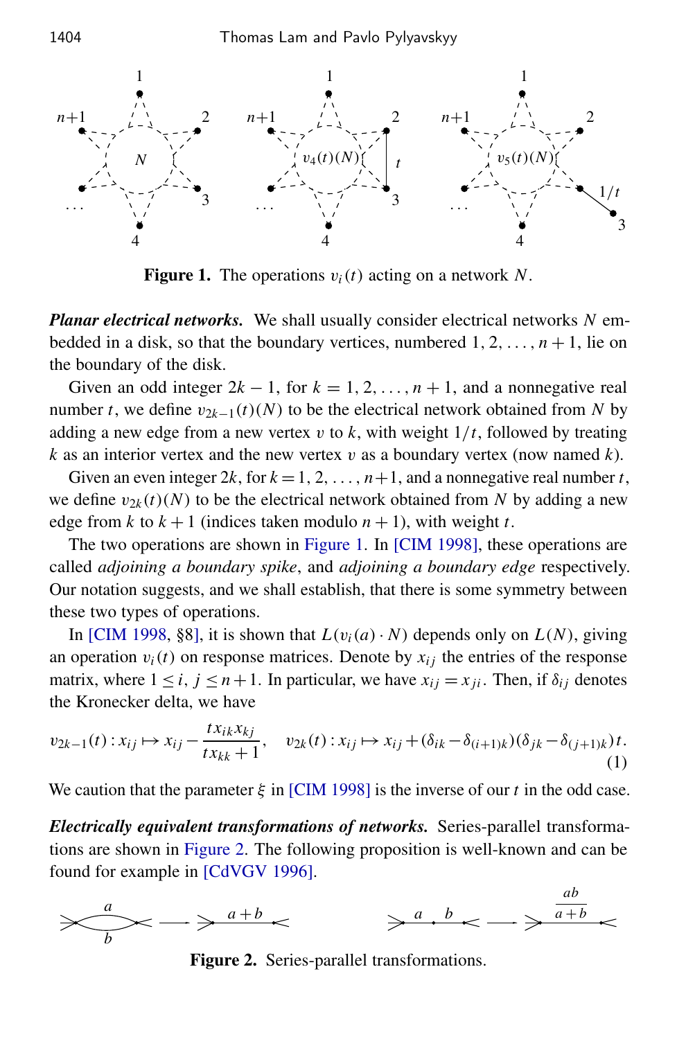Figure 1. The operations $v_i(t)$ acting on a network $N$.

***Planar electrical networks.*** We shall usually consider electrical networks $N$ embedded in a disk, so that the boundary vertices, numbered $1, 2, \ldots, n+1$, lie on the boundary of the disk.

Given an odd integer $2k-1$, for $k = 1, 2, \ldots, n+1$, and a nonnegative real number $t$, we define $v_{2k-1}(t)(N)$ to be the electrical network obtained from $N$ by adding a new edge from a new vertex $v$ to $k$, with weight $1/t$, followed by treating $k$ as an interior vertex and the new vertex $v$ as a boundary vertex (now named $k$).

Given an even integer $2k$, for $k = 1, 2, \ldots, n+1$, and a nonnegative real number $t$, we define $v_{2k}(t)(N)$ to be the electrical network obtained from $N$ by adding a new edge from $k$ to $k+1$ (indices taken modulo $n+1$), with weight $t$.

The two operations are shown in Figure 1. In [CIM 1998], these operations are called *adjoining a boundary spike*, and *adjoining a boundary edge* respectively. Our notation suggests, and we shall establish, that there is some symmetry between these two types of operations.

In [CIM 1998, §8], it is shown that $L(v_i(a) \cdot N)$ depends only on $L(N)$, giving an operation $v_i(t)$ on response matrices. Denote by $x_{ij}$ the entries of the response matrix, where $1 \le i, j \le n+1$. In particular, we have $x_{ij} = x_{ji}$. Then, if $\delta_{ij}$ denotes the Kronecker delta, we have

$$v_{2k-1}(t) : x_{ij} \mapsto x_{ij} - \frac{t x_{ik} x_{kj}}{t x_{kk} + 1}, \quad v_{2k}(t) : x_{ij} \mapsto x_{ij} + (\delta_{ik} - \delta_{(i+1)k})(\delta_{jk} - \delta_{(j+1)k})t. \tag{1}$$

We caution that the parameter $\xi$ in [CIM 1998] is the inverse of our $t$ in the odd case.

***Electrically equivalent transformations of networks.*** Series-parallel transformations are shown in Figure 2. The following proposition is well-known and can be found for example in [CdVGV 1996].

Figure 2. Series-parallel transformations.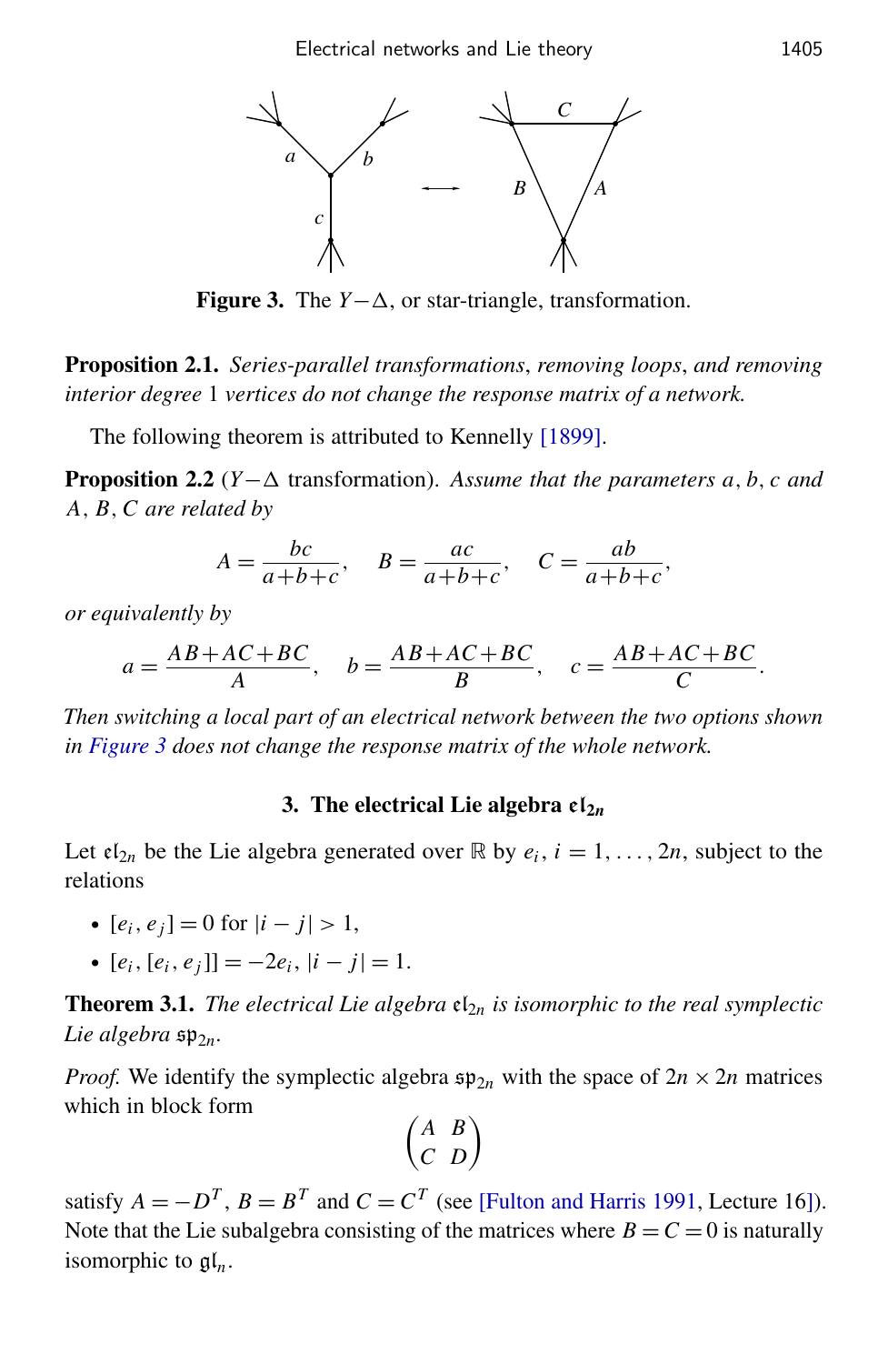**Figure 3.** The $Y-\Delta$, or star-triangle, transformation.

**Proposition 2.1.** *Series-parallel transformations, removing loops, and removing interior degree* 1 *vertices do not change the response matrix of a network.*

The following theorem is attributed to Kennelly [1899].

**Proposition 2.2** ($Y-\Delta$ transformation). *Assume that the parameters $a, b, c$ and $A, B, C$ are related by*

$$A = \frac{bc}{a+b+c}, \quad B = \frac{ac}{a+b+c}, \quad C = \frac{ab}{a+b+c},$$

*or equivalently by*

$$a = \frac{AB+AC+BC}{A}, \quad b = \frac{AB+AC+BC}{B}, \quad c = \frac{AB+AC+BC}{C}.$$

*Then switching a local part of an electrical network between the two options shown in Figure 3 does not change the response matrix of the whole network.*

## 3. The electrical Lie algebra $\mathfrak{el}_{2n}$

Let $\mathfrak{el}_{2n}$ be the Lie algebra generated over $\mathbb{R}$ by $e_i$, $i = 1, \ldots, 2n$, subject to the relations

- $[e_i, e_j] = 0$ for $|i-j| > 1$,
- $[e_i, [e_i, e_j]] = -2e_i$, $|i-j| = 1$.

**Theorem 3.1.** *The electrical Lie algebra $\mathfrak{el}_{2n}$ is isomorphic to the real symplectic Lie algebra $\mathfrak{sp}_{2n}$.*

*Proof.* We identify the symplectic algebra $\mathfrak{sp}_{2n}$ with the space of $2n \times 2n$ matrices which in block form

$$\begin{pmatrix} A & B \\ C & D \end{pmatrix}$$

satisfy $A = -D^T$, $B = B^T$ and $C = C^T$ (see [Fulton and Harris 1991, Lecture 16]). Note that the Lie subalgebra consisting of the matrices where $B = C = 0$ is naturally isomorphic to $\mathfrak{gl}_n$.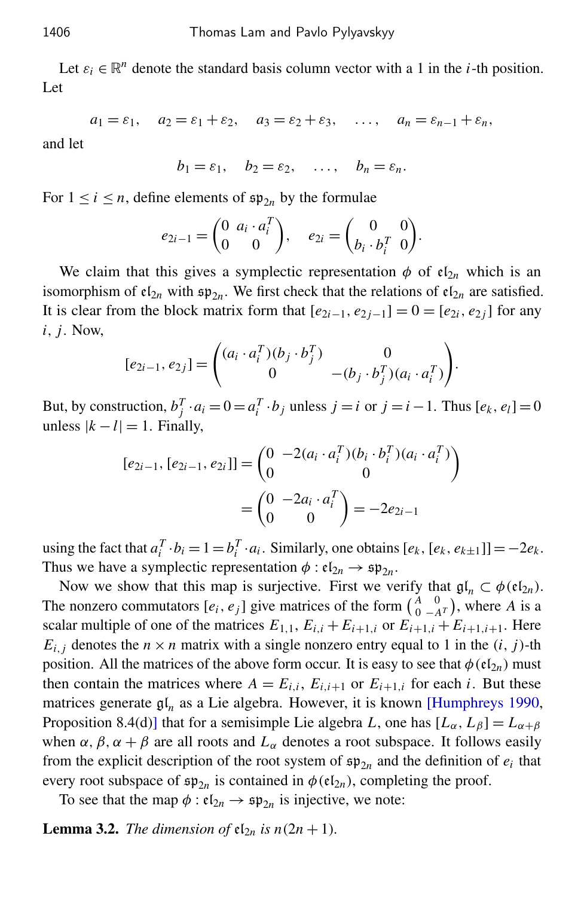Let $\varepsilon_i \in \mathbb{R}^n$ denote the standard basis column vector with a 1 in the $i$-th position. Let

$$a_1 = \varepsilon_1, \quad a_2 = \varepsilon_1 + \varepsilon_2, \quad a_3 = \varepsilon_2 + \varepsilon_3, \quad \ldots, \quad a_n = \varepsilon_{n-1} + \varepsilon_n,$$

and let

$$b_1 = \varepsilon_1, \quad b_2 = \varepsilon_2, \quad \ldots, \quad b_n = \varepsilon_n.$$

For $1 \le i \le n$, define elements of $\mathfrak{sp}_{2n}$ by the formulae

$$e_{2i-1} = \begin{pmatrix} 0 & a_i \cdot a_i^T \\ 0 & 0 \end{pmatrix}, \quad e_{2i} = \begin{pmatrix} 0 & 0 \\ b_i \cdot b_i^T & 0 \end{pmatrix}.$$

We claim that this gives a symplectic representation $\phi$ of $\mathfrak{el}_{2n}$ which is an isomorphism of $\mathfrak{el}_{2n}$ with $\mathfrak{sp}_{2n}$. We first check that the relations of $\mathfrak{el}_{2n}$ are satisfied. It is clear from the block matrix form that $[e_{2i-1}, e_{2j-1}] = 0 = [e_{2i}, e_{2j}]$ for any $i$, $j$. Now,

$$[e_{2i-1}, e_{2j}] = \begin{pmatrix} (a_i \cdot a_i^T)(b_j \cdot b_j^T) & 0 \\ 0 & -(b_j \cdot b_j^T)(a_i \cdot a_i^T) \end{pmatrix}.$$

But, by construction, $b_j^T \cdot a_i = 0 = a_i^T \cdot b_j$ unless $j = i$ or $j = i-1$. Thus $[e_k, e_l] = 0$ unless $|k - l| = 1$. Finally,

$$[e_{2i-1}, [e_{2i-1}, e_{2i}]] = \begin{pmatrix} 0 & -2(a_i \cdot a_i^T)(b_i \cdot b_i^T)(a_i \cdot a_i^T) \\ 0 & 0 \end{pmatrix}$$

$$= \begin{pmatrix} 0 & -2a_i \cdot a_i^T \\ 0 & 0 \end{pmatrix} = -2e_{2i-1}$$

using the fact that $a_i^T \cdot b_i = 1 = b_i^T \cdot a_i$. Similarly, one obtains $[e_k, [e_k, e_{k\pm1}]] = -2e_k$. Thus we have a symplectic representation $\phi : \mathfrak{el}_{2n} \to \mathfrak{sp}_{2n}$.

Now we show that this map is surjective. First we verify that $\mathfrak{gl}_n \subset \phi(\mathfrak{el}_{2n})$. The nonzero commutators $[e_i, e_j]$ give matrices of the form $\left(\begin{smallmatrix} A & 0 \\ 0 & -A^T \end{smallmatrix}\right)$, where $A$ is a scalar multiple of one of the matrices $E_{1,1}$, $E_{i,i} + E_{i+1,i}$ or $E_{i+1,i} + E_{i+1,i+1}$. Here $E_{i,j}$ denotes the $n \times n$ matrix with a single nonzero entry equal to 1 in the $(i, j)$-th position. All the matrices of the above form occur. It is easy to see that $\phi(\mathfrak{el}_{2n})$ must then contain the matrices where $A = E_{i,i}$, $E_{i,i+1}$ or $E_{i+1,i}$ for each $i$. But these matrices generate $\mathfrak{gl}_n$ as a Lie algebra. However, it is known [Humphreys 1990, Proposition 8.4(d)] that for a semisimple Lie algebra $L$, one has $[L_\alpha, L_\beta] = L_{\alpha+\beta}$ when $\alpha, \beta, \alpha + \beta$ are all roots and $L_\alpha$ denotes a root subspace. It follows easily from the explicit description of the root system of $\mathfrak{sp}_{2n}$ and the definition of $e_i$ that every root subspace of $\mathfrak{sp}_{2n}$ is contained in $\phi(\mathfrak{el}_{2n})$, completing the proof.

To see that the map $\phi : \mathfrak{el}_{2n} \to \mathfrak{sp}_{2n}$ is injective, we note:

**Lemma 3.2.** *The dimension of $\mathfrak{el}_{2n}$ is $n(2n+1)$.*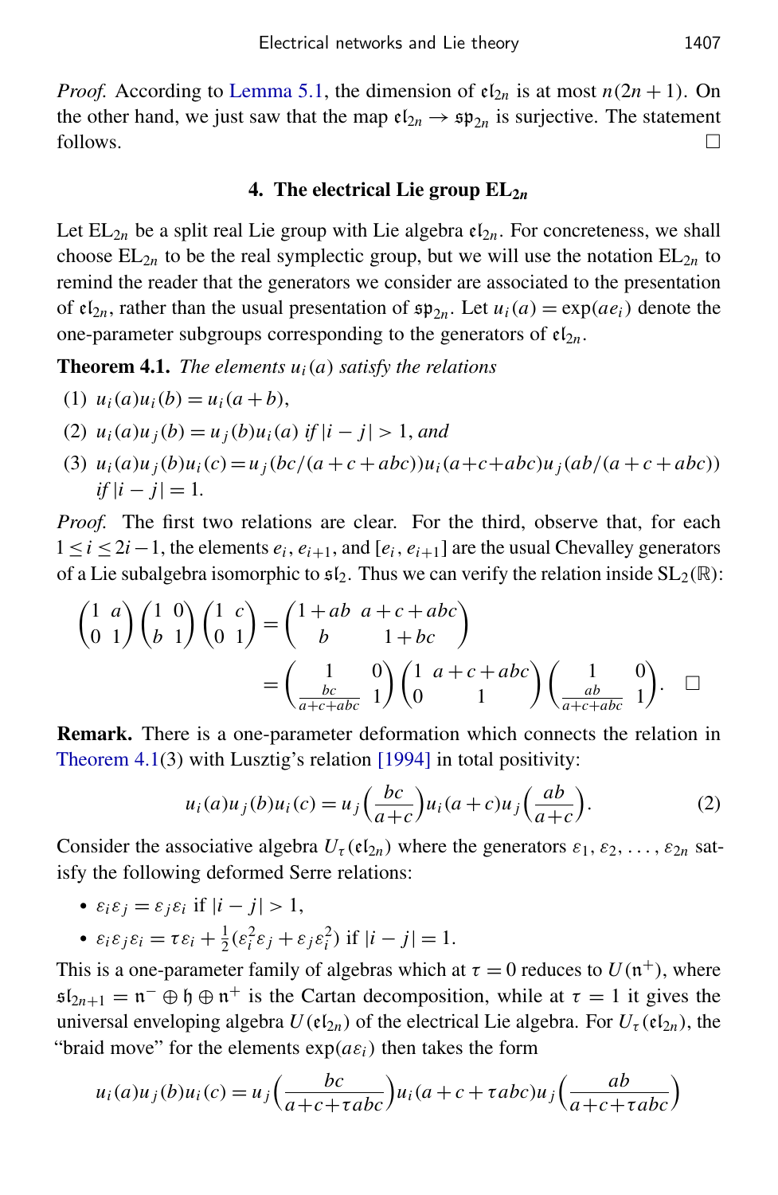*Proof.* According to Lemma 5.1, the dimension of $\mathfrak{el}_{2n}$ is at most $n(2n+1)$. On the other hand, we just saw that the map $\mathfrak{el}_{2n} \to \mathfrak{sp}_{2n}$ is surjective. The statement follows. □

## 4. The electrical Lie group $\mathrm{EL}_{2n}$

Let $\mathrm{EL}_{2n}$ be a split real Lie group with Lie algebra $\mathfrak{el}_{2n}$. For concreteness, we shall choose $\mathrm{EL}_{2n}$ to be the real symplectic group, but we will use the notation $\mathrm{EL}_{2n}$ to remind the reader that the generators we consider are associated to the presentation of $\mathfrak{el}_{2n}$, rather than the usual presentation of $\mathfrak{sp}_{2n}$. Let $u_i(a) = \exp(ae_i)$ denote the one-parameter subgroups corresponding to the generators of $\mathfrak{el}_{2n}$.

**Theorem 4.1.** *The elements $u_i(a)$ satisfy the relations*

1. $u_i(a)u_i(b) = u_i(a+b)$,
2. $u_i(a)u_j(b) = u_j(b)u_i(a)$ *if* $|i-j|>1$, *and*
3. $u_i(a)u_j(b)u_i(c) = u_j(bc/(a+c+abc))u_i(a+c+abc)u_j(ab/(a+c+abc))$ *if* $|i-j|=1$.

*Proof.* The first two relations are clear. For the third, observe that, for each $1 \le i \le 2i-1$, the elements $e_i$, $e_{i+1}$, and $[e_i, e_{i+1}]$ are the usual Chevalley generators of a Lie subalgebra isomorphic to $\mathfrak{sl}_2$. Thus we can verify the relation inside $\mathrm{SL}_2(\mathbb{R})$:

$$\begin{pmatrix} 1 & a \\ 0 & 1 \end{pmatrix}\begin{pmatrix} 1 & 0 \\ b & 1 \end{pmatrix}\begin{pmatrix} 1 & c \\ 0 & 1 \end{pmatrix} = \begin{pmatrix} 1+ab & a+c+abc \\ b & 1+bc \end{pmatrix}$$
$$= \begin{pmatrix} 1 & 0 \\ \frac{bc}{a+c+abc} & 1 \end{pmatrix}\begin{pmatrix} 1 & a+c+abc \\ 0 & 1 \end{pmatrix}\begin{pmatrix} 1 & 0 \\ \frac{ab}{a+c+abc} & 1 \end{pmatrix}. \quad \square$$

**Remark.** There is a one-parameter deformation which connects the relation in Theorem 4.1(3) with Lusztig's relation [1994] in total positivity:

$$u_i(a)u_j(b)u_i(c) = u_j\Big(\frac{bc}{a+c}\Big)u_i(a+c)u_j\Big(\frac{ab}{a+c}\Big). \tag{2}$$

Consider the associative algebra $U_\tau(\mathfrak{el}_{2n})$ where the generators $\varepsilon_1, \varepsilon_2, \dots, \varepsilon_{2n}$ satisfy the following deformed Serre relations:

- $\varepsilon_i\varepsilon_j = \varepsilon_j\varepsilon_i$ if $|i-j|>1$,
- $\varepsilon_i\varepsilon_j\varepsilon_i = \tau\varepsilon_i + \frac{1}{2}(\varepsilon_i^2\varepsilon_j + \varepsilon_j\varepsilon_i^2)$ if $|i-j|=1$.

This is a one-parameter family of algebras which at $\tau = 0$ reduces to $U(\mathfrak{n}^+)$, where $\mathfrak{sl}_{2n+1} = \mathfrak{n}^- \oplus \mathfrak{h} \oplus \mathfrak{n}^+$ is the Cartan decomposition, while at $\tau = 1$ it gives the universal enveloping algebra $U(\mathfrak{el}_{2n})$ of the electrical Lie algebra. For $U_\tau(\mathfrak{el}_{2n})$, the "braid move" for the elements $\exp(a\varepsilon_i)$ then takes the form

$$u_i(a)u_j(b)u_i(c) = u_j\Big(\frac{bc}{a+c+\tau abc}\Big)u_i(a+c+\tau abc)u_j\Big(\frac{ab}{a+c+\tau abc}\Big)$$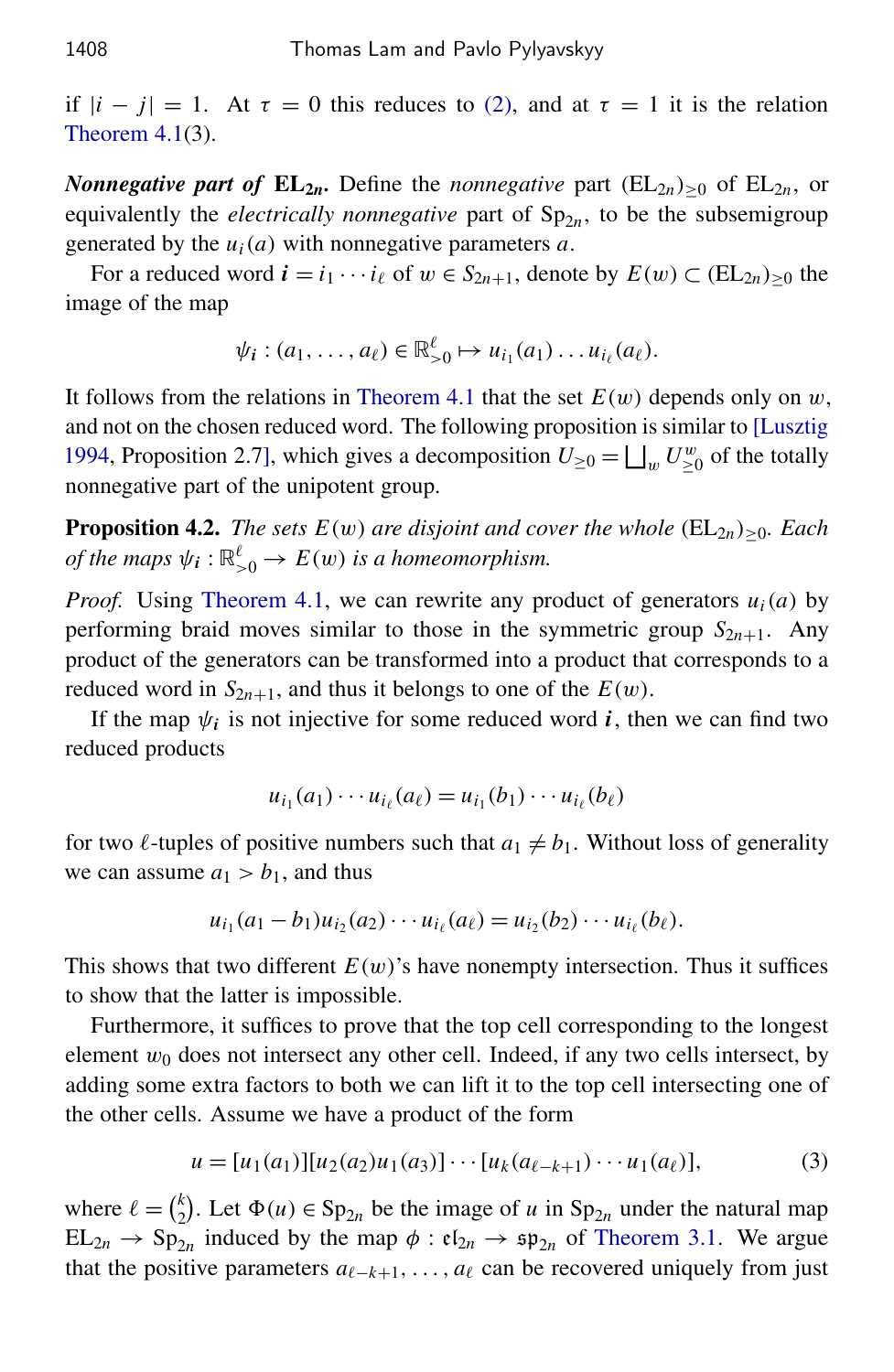if $|i-j|=1$. At $\tau=0$ this reduces to (2), and at $\tau=1$ it is the relation Theorem 4.1(3).

***Nonnegative part of* $\mathbf{EL_{2n}}$.** Define the *nonnegative* part $(\mathrm{EL}_{2n})_{\geq 0}$ of $\mathrm{EL}_{2n}$, or equivalently the *electrically nonnegative* part of $\mathrm{Sp}_{2n}$, to be the subsemigroup generated by the $u_i(a)$ with nonnegative parameters $a$.

For a reduced word $\boldsymbol{i}=i_1\cdots i_\ell$ of $w\in S_{2n+1}$, denote by $E(w)\subset(\mathrm{EL}_{2n})_{\geq 0}$ the image of the map

$$\psi_{\boldsymbol{i}}:(a_1,\ldots,a_\ell)\in\mathbb{R}^\ell_{>0}\mapsto u_{i_1}(a_1)\ldots u_{i_\ell}(a_\ell).$$

It follows from the relations in Theorem 4.1 that the set $E(w)$ depends only on $w$, and not on the chosen reduced word. The following proposition is similar to [Lusztig 1994, Proposition 2.7], which gives a decomposition $U_{\geq 0}=\bigsqcup_w U^w_{\geq 0}$ of the totally nonnegative part of the unipotent group.

**Proposition 4.2.** *The sets $E(w)$ are disjoint and cover the whole $(\mathrm{EL}_{2n})_{\geq 0}$. Each of the maps $\psi_{\boldsymbol{i}}:\mathbb{R}^\ell_{>0}\to E(w)$ is a homeomorphism.*

*Proof.* Using Theorem 4.1, we can rewrite any product of generators $u_i(a)$ by performing braid moves similar to those in the symmetric group $S_{2n+1}$. Any product of the generators can be transformed into a product that corresponds to a reduced word in $S_{2n+1}$, and thus it belongs to one of the $E(w)$.

If the map $\psi_{\boldsymbol{i}}$ is not injective for some reduced word $\boldsymbol{i}$, then we can find two reduced products

$$u_{i_1}(a_1)\cdots u_{i_\ell}(a_\ell)=u_{i_1}(b_1)\cdots u_{i_\ell}(b_\ell)$$

for two $\ell$-tuples of positive numbers such that $a_1\neq b_1$. Without loss of generality we can assume $a_1>b_1$, and thus

$$u_{i_1}(a_1-b_1)u_{i_2}(a_2)\cdots u_{i_\ell}(a_\ell)=u_{i_2}(b_2)\cdots u_{i_\ell}(b_\ell).$$

This shows that two different $E(w)$'s have nonempty intersection. Thus it suffices to show that the latter is impossible.

Furthermore, it suffices to prove that the top cell corresponding to the longest element $w_0$ does not intersect any other cell. Indeed, if any two cells intersect, by adding some extra factors to both we can lift it to the top cell intersecting one of the other cells. Assume we have a product of the form

$$u=[u_1(a_1)][u_2(a_2)u_1(a_3)]\cdots[u_k(a_{\ell-k+1})\cdots u_1(a_\ell)],\tag{3}$$

where $\ell=\binom{k}{2}$. Let $\Phi(u)\in\mathrm{Sp}_{2n}$ be the image of $u$ in $\mathrm{Sp}_{2n}$ under the natural map $\mathrm{EL}_{2n}\to\mathrm{Sp}_{2n}$ induced by the map $\phi:\mathfrak{el}_{2n}\to\mathfrak{sp}_{2n}$ of Theorem 3.1. We argue that the positive parameters $a_{\ell-k+1},\ldots,a_\ell$ can be recovered uniquely from just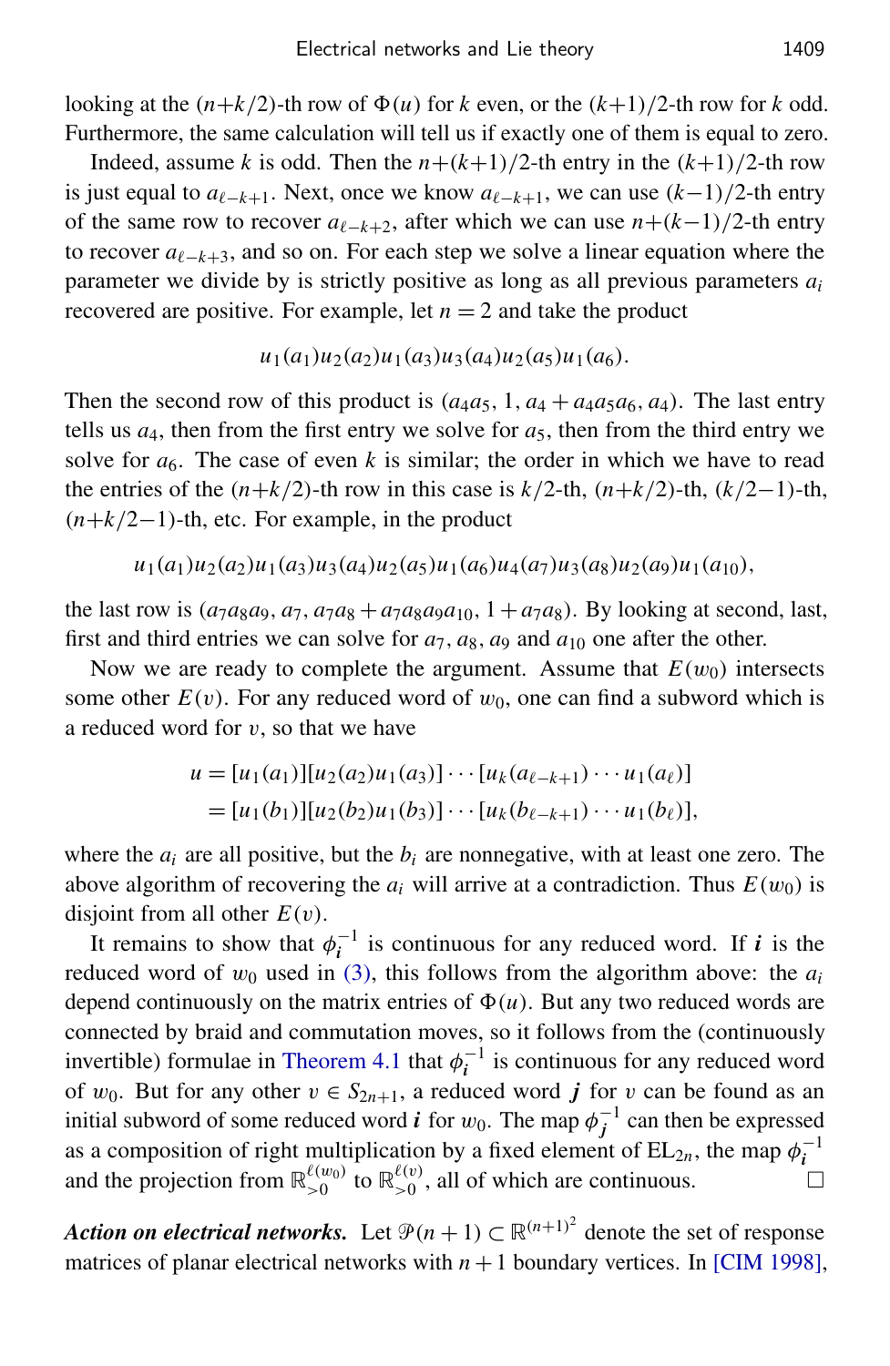looking at the $(n+k/2)$-th row of $\Phi(u)$ for $k$ even, or the $(k+1)/2$-th row for $k$ odd. Furthermore, the same calculation will tell us if exactly one of them is equal to zero.

Indeed, assume $k$ is odd. Then the $n+(k+1)/2$-th entry in the $(k+1)/2$-th row is just equal to $a_{\ell-k+1}$. Next, once we know $a_{\ell-k+1}$, we can use $(k-1)/2$-th entry of the same row to recover $a_{\ell-k+2}$, after which we can use $n+(k-1)/2$-th entry to recover $a_{\ell-k+3}$, and so on. For each step we solve a linear equation where the parameter we divide by is strictly positive as long as all previous parameters $a_i$ recovered are positive. For example, let $n=2$ and take the product

$$u_1(a_1)u_2(a_2)u_1(a_3)u_3(a_4)u_2(a_5)u_1(a_6).$$

Then the second row of this product is $(a_4a_5, 1, a_4+a_4a_5a_6, a_4)$. The last entry tells us $a_4$, then from the first entry we solve for $a_5$, then from the third entry we solve for $a_6$. The case of even $k$ is similar; the order in which we have to read the entries of the $(n+k/2)$-th row in this case is $k/2$-th, $(n+k/2)$-th, $(k/2-1)$-th, $(n+k/2-1)$-th, etc. For example, in the product

$$u_1(a_1)u_2(a_2)u_1(a_3)u_3(a_4)u_2(a_5)u_1(a_6)u_4(a_7)u_3(a_8)u_2(a_9)u_1(a_{10}),$$

the last row is $(a_7a_8a_9, a_7, a_7a_8+a_7a_8a_9a_{10}, 1+a_7a_8)$. By looking at second, last, first and third entries we can solve for $a_7$, $a_8$, $a_9$ and $a_{10}$ one after the other.

Now we are ready to complete the argument. Assume that $E(w_0)$ intersects some other $E(v)$. For any reduced word of $w_0$, one can find a subword which is a reduced word for $v$, so that we have

$$\begin{aligned} u &= [u_1(a_1)][u_2(a_2)u_1(a_3)]\cdots[u_k(a_{\ell-k+1})\cdots u_1(a_\ell)] \\ &= [u_1(b_1)][u_2(b_2)u_1(b_3)]\cdots[u_k(b_{\ell-k+1})\cdots u_1(b_\ell)], \end{aligned}$$

where the $a_i$ are all positive, but the $b_i$ are nonnegative, with at least one zero. The above algorithm of recovering the $a_i$ will arrive at a contradiction. Thus $E(w_0)$ is disjoint from all other $E(v)$.

It remains to show that $\phi_{\boldsymbol{i}}^{-1}$ is continuous for any reduced word. If $\boldsymbol{i}$ is the reduced word of $w_0$ used in (3), this follows from the algorithm above: the $a_i$ depend continuously on the matrix entries of $\Phi(u)$. But any two reduced words are connected by braid and commutation moves, so it follows from the (continuously invertible) formulae in Theorem 4.1 that $\phi_{\boldsymbol{i}}^{-1}$ is continuous for any reduced word of $w_0$. But for any other $v \in S_{2n+1}$, a reduced word $\boldsymbol{j}$ for $v$ can be found as an initial subword of some reduced word $\boldsymbol{i}$ for $w_0$. The map $\phi_{\boldsymbol{j}}^{-1}$ can then be expressed as a composition of right multiplication by a fixed element of $\mathrm{EL}_{2n}$, the map $\phi_{\boldsymbol{i}}^{-1}$ and the projection from $\mathbb{R}_{>0}^{\ell(w_0)}$ to $\mathbb{R}_{>0}^{\ell(v)}$, all of which are continuous. □

***Action on electrical networks.*** Let $\mathcal{P}(n+1) \subset \mathbb{R}^{(n+1)^2}$ denote the set of response matrices of planar electrical networks with $n+1$ boundary vertices. In [CIM 1998],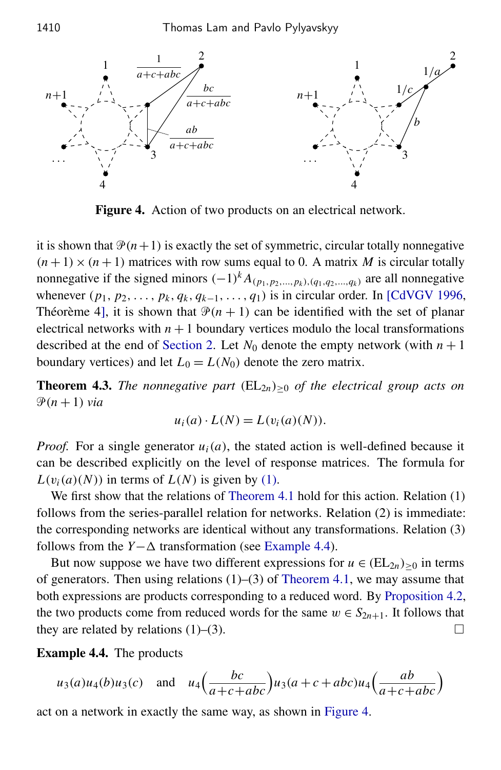**Figure 4.** Action of two products on an electrical network.

it is shown that $\mathcal{P}(n+1)$ is exactly the set of symmetric, circular totally nonnegative $(n+1)\times(n+1)$ matrices with row sums equal to 0. A matrix $M$ is circular totally nonnegative if the signed minors $(-1)^k A_{(p_1,p_2,\ldots,p_k),(q_1,q_2,\ldots,q_k)}$ are all nonnegative whenever $(p_1, p_2, \ldots, p_k, q_k, q_{k-1}, \ldots, q_1)$ is in circular order. In [CdVGV 1996, Théorème 4], it is shown that $\mathcal{P}(n+1)$ can be identified with the set of planar electrical networks with $n+1$ boundary vertices modulo the local transformations described at the end of Section 2. Let $N_0$ denote the empty network (with $n+1$ boundary vertices) and let $L_0 = L(N_0)$ denote the zero matrix.

**Theorem 4.3.** *The nonnegative part* $(\mathrm{EL}_{2n})_{\geq 0}$ *of the electrical group acts on* $\mathcal{P}(n+1)$ *via*

$$u_i(a)\cdot L(N) = L(v_i(a)(N)).$$

*Proof.* For a single generator $u_i(a)$, the stated action is well-defined because it can be described explicitly on the level of response matrices. The formula for $L(v_i(a)(N))$ in terms of $L(N)$ is given by (1).

We first show that the relations of Theorem 4.1 hold for this action. Relation (1) follows from the series-parallel relation for networks. Relation (2) is immediate: the corresponding networks are identical without any transformations. Relation (3) follows from the $Y-\Delta$ transformation (see Example 4.4).

But now suppose we have two different expressions for $u \in (\mathrm{EL}_{2n})_{\geq 0}$ in terms of generators. Then using relations (1)–(3) of Theorem 4.1, we may assume that both expressions are products corresponding to a reduced word. By Proposition 4.2, the two products come from reduced words for the same $w \in S_{2n+1}$. It follows that they are related by relations (1)–(3). $\square$

**Example 4.4.** The products

$$u_3(a)u_4(b)u_3(c) \quad \text{and} \quad u_4\Big(\frac{bc}{a+c+abc}\Big)u_3(a+c+abc)u_4\Big(\frac{ab}{a+c+abc}\Big)$$

act on a network in exactly the same way, as shown in Figure 4.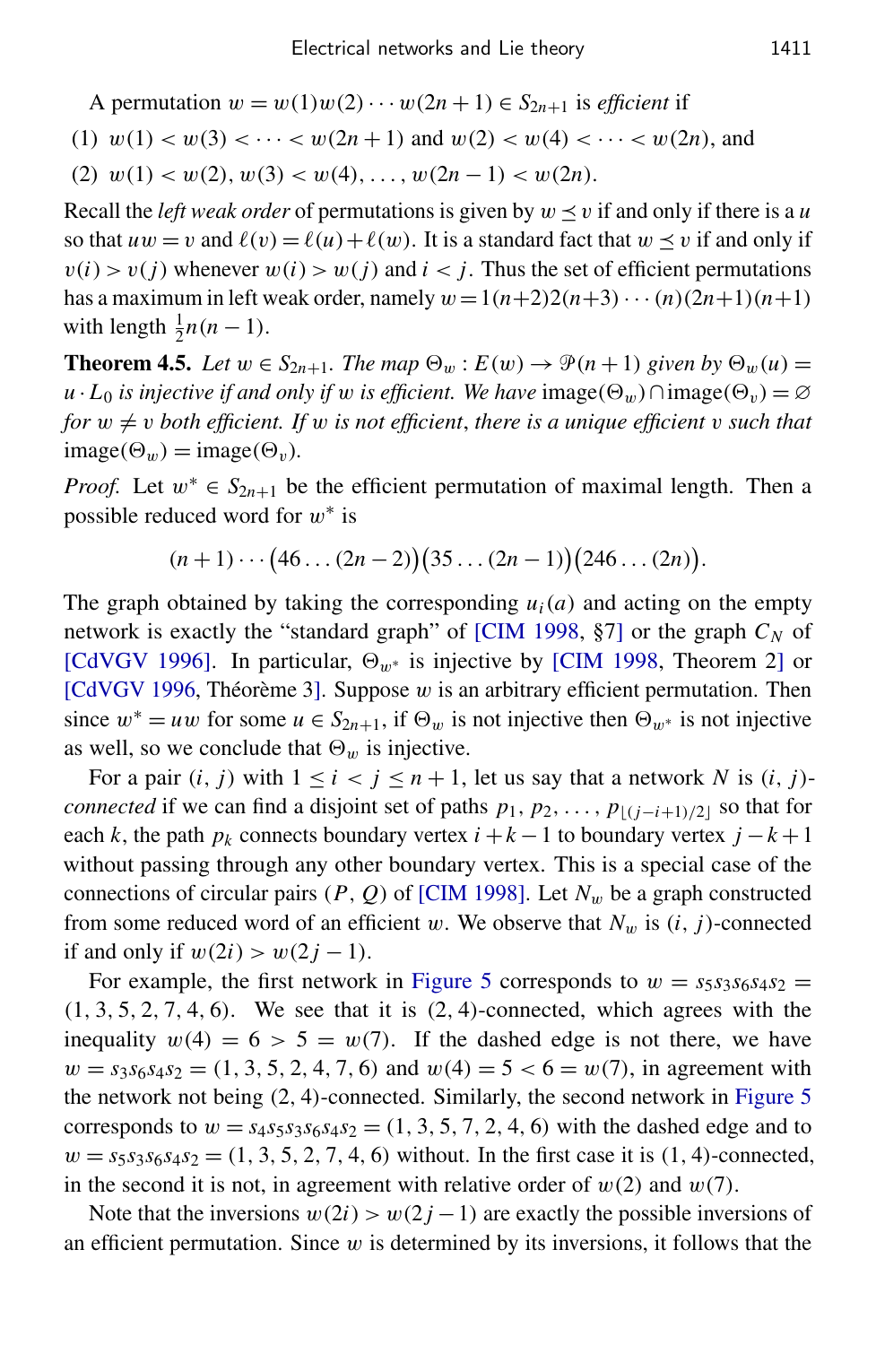A permutation $w = w(1)w(2)\cdots w(2n+1) \in S_{2n+1}$ is *efficient* if

(1) $w(1) < w(3) < \cdots < w(2n+1)$ and $w(2) < w(4) < \cdots < w(2n)$, and

(2) $w(1) < w(2), w(3) < w(4), \ldots, w(2n-1) < w(2n)$.

Recall the *left weak order* of permutations is given by $w \preceq v$ if and only if there is a $u$ so that $uw = v$ and $\ell(v) = \ell(u) + \ell(w)$. It is a standard fact that $w \preceq v$ if and only if $v(i) > v(j)$ whenever $w(i) > w(j)$ and $i < j$. Thus the set of efficient permutations has a maximum in left weak order, namely $w = 1(n+2)2(n+3)\cdots(n)(2n+1)(n+1)$ with length $\frac{1}{2}n(n-1)$.

**Theorem 4.5.** *Let $w \in S_{2n+1}$. The map $\Theta_w : E(w) \to \mathcal{P}(n+1)$ given by $\Theta_w(u) = u \cdot L_0$ is injective if and only if $w$ is efficient. We have* $\mathrm{image}(\Theta_w) \cap \mathrm{image}(\Theta_v) = \varnothing$ *for $w \neq v$ both efficient. If $w$ is not efficient, there is a unique efficient $v$ such that* $\mathrm{image}(\Theta_w) = \mathrm{image}(\Theta_v)$.

*Proof.* Let $w^* \in S_{2n+1}$ be the efficient permutation of maximal length. Then a possible reduced word for $w^*$ is

$$(n+1)\cdots\big(46\ldots(2n-2)\big)\big(35\ldots(2n-1)\big)\big(246\ldots(2n)\big).$$

The graph obtained by taking the corresponding $u_i(a)$ and acting on the empty network is exactly the "standard graph" of [CIM 1998, §7] or the graph $C_N$ of [CdVGV 1996]. In particular, $\Theta_{w^*}$ is injective by [CIM 1998, Theorem 2] or [CdVGV 1996, Théorème 3]. Suppose $w$ is an arbitrary efficient permutation. Then since $w^* = uw$ for some $u \in S_{2n+1}$, if $\Theta_w$ is not injective then $\Theta_{w^*}$ is not injective as well, so we conclude that $\Theta_w$ is injective.

For a pair $(i, j)$ with $1 \le i < j \le n+1$, let us say that a network $N$ is $(i, j)$-*connected* if we can find a disjoint set of paths $p_1, p_2, \ldots, p_{\lfloor (j-i+1)/2 \rfloor}$ so that for each $k$, the path $p_k$ connects boundary vertex $i+k-1$ to boundary vertex $j-k+1$ without passing through any other boundary vertex. This is a special case of the connections of circular pairs $(P, Q)$ of [CIM 1998]. Let $N_w$ be a graph constructed from some reduced word of an efficient $w$. We observe that $N_w$ is $(i, j)$-connected if and only if $w(2i) > w(2j-1)$.

For example, the first network in Figure 5 corresponds to $w = s_5s_3s_6s_4s_2 = (1, 3, 5, 2, 7, 4, 6)$. We see that it is $(2, 4)$-connected, which agrees with the inequality $w(4) = 6 > 5 = w(7)$. If the dashed edge is not there, we have $w = s_3s_6s_4s_2 = (1, 3, 5, 2, 4, 7, 6)$ and $w(4) = 5 < 6 = w(7)$, in agreement with the network not being $(2, 4)$-connected. Similarly, the second network in Figure 5 corresponds to $w = s_4s_5s_3s_6s_4s_2 = (1, 3, 5, 7, 2, 4, 6)$ with the dashed edge and to $w = s_5s_3s_6s_4s_2 = (1, 3, 5, 2, 7, 4, 6)$ without. In the first case it is $(1, 4)$-connected, in the second it is not, in agreement with relative order of $w(2)$ and $w(7)$.

Note that the inversions $w(2i) > w(2j-1)$ are exactly the possible inversions of an efficient permutation. Since $w$ is determined by its inversions, it follows that the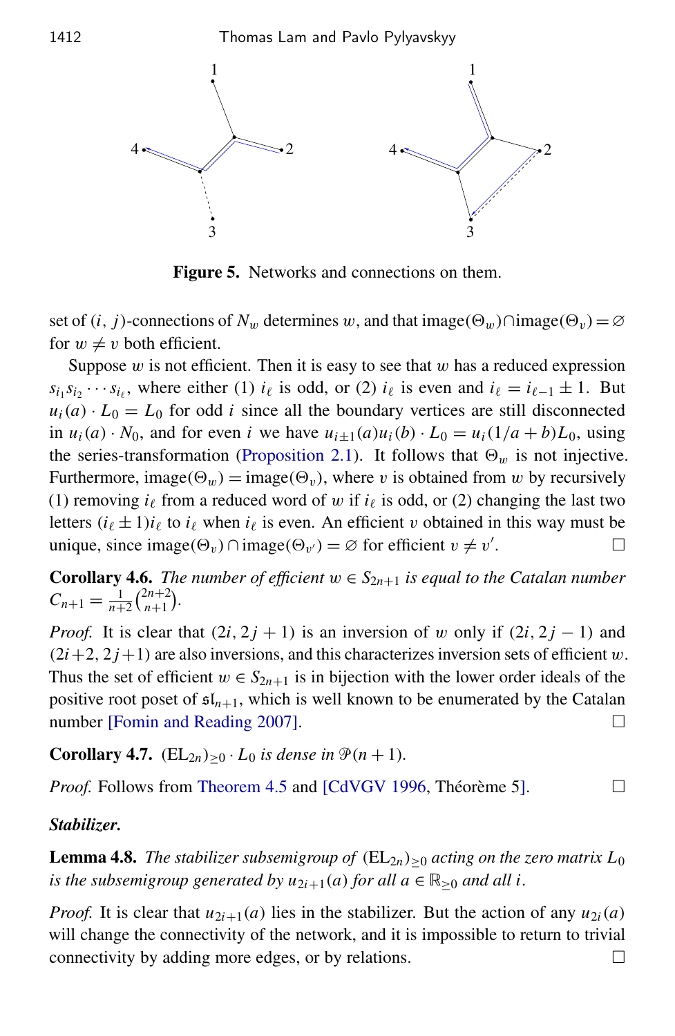**Figure 5.** Networks and connections on them.

set of $(i, j)$-connections of $N_w$ determines $w$, and that $\text{image}(\Theta_w) \cap \text{image}(\Theta_v) = \varnothing$ for $w \neq v$ both efficient.

Suppose $w$ is not efficient. Then it is easy to see that $w$ has a reduced expression $s_{i_1} s_{i_2} \cdots s_{i_\ell}$, where either (1) $i_\ell$ is odd, or (2) $i_\ell$ is even and $i_\ell = i_{\ell-1} \pm 1$. But $u_i(a) \cdot L_0 = L_0$ for odd $i$ since all the boundary vertices are still disconnected in $u_i(a) \cdot N_0$, and for even $i$ we have $u_{i\pm1}(a) u_i(b) \cdot L_0 = u_i(1/a + b) L_0$, using the series-transformation (Proposition 2.1). It follows that $\Theta_w$ is not injective. Furthermore, $\text{image}(\Theta_w) = \text{image}(\Theta_v)$, where $v$ is obtained from $w$ by recursively (1) removing $i_\ell$ from a reduced word of $w$ if $i_\ell$ is odd, or (2) changing the last two letters $(i_\ell \pm 1) i_\ell$ to $i_\ell$ when $i_\ell$ is even. An efficient $v$ obtained in this way must be unique, since $\text{image}(\Theta_v) \cap \text{image}(\Theta_{v'}) = \varnothing$ for efficient $v \neq v'$. □

**Corollary 4.6.** *The number of efficient $w \in S_{2n+1}$ is equal to the Catalan number $C_{n+1} = \frac{1}{n+2}\binom{2n+2}{n+1}$.*

*Proof.* It is clear that $(2i, 2j+1)$ is an inversion of $w$ only if $(2i, 2j-1)$ and $(2i+2, 2j+1)$ are also inversions, and this characterizes inversion sets of efficient $w$. Thus the set of efficient $w \in S_{2n+1}$ is in bijection with the lower order ideals of the positive root poset of $\mathfrak{sl}_{n+1}$, which is well known to be enumerated by the Catalan number [Fomin and Reading 2007]. □

**Corollary 4.7.** $(\text{EL}_{2n})_{\geq 0} \cdot L_0$ *is dense in* $\mathcal{P}(n+1)$.

*Proof.* Follows from Theorem 4.5 and [CdVGV 1996, Théorème 5]. □

***Stabilizer.***

**Lemma 4.8.** *The stabilizer subsemigroup of* $(\text{EL}_{2n})_{\geq 0}$ *acting on the zero matrix* $L_0$ *is the subsemigroup generated by* $u_{2i+1}(a)$ *for all* $a \in \mathbb{R}_{\geq 0}$ *and all* $i$.

*Proof.* It is clear that $u_{2i+1}(a)$ lies in the stabilizer. But the action of any $u_{2i}(a)$ will change the connectivity of the network, and it is impossible to return to trivial connectivity by adding more edges, or by relations. □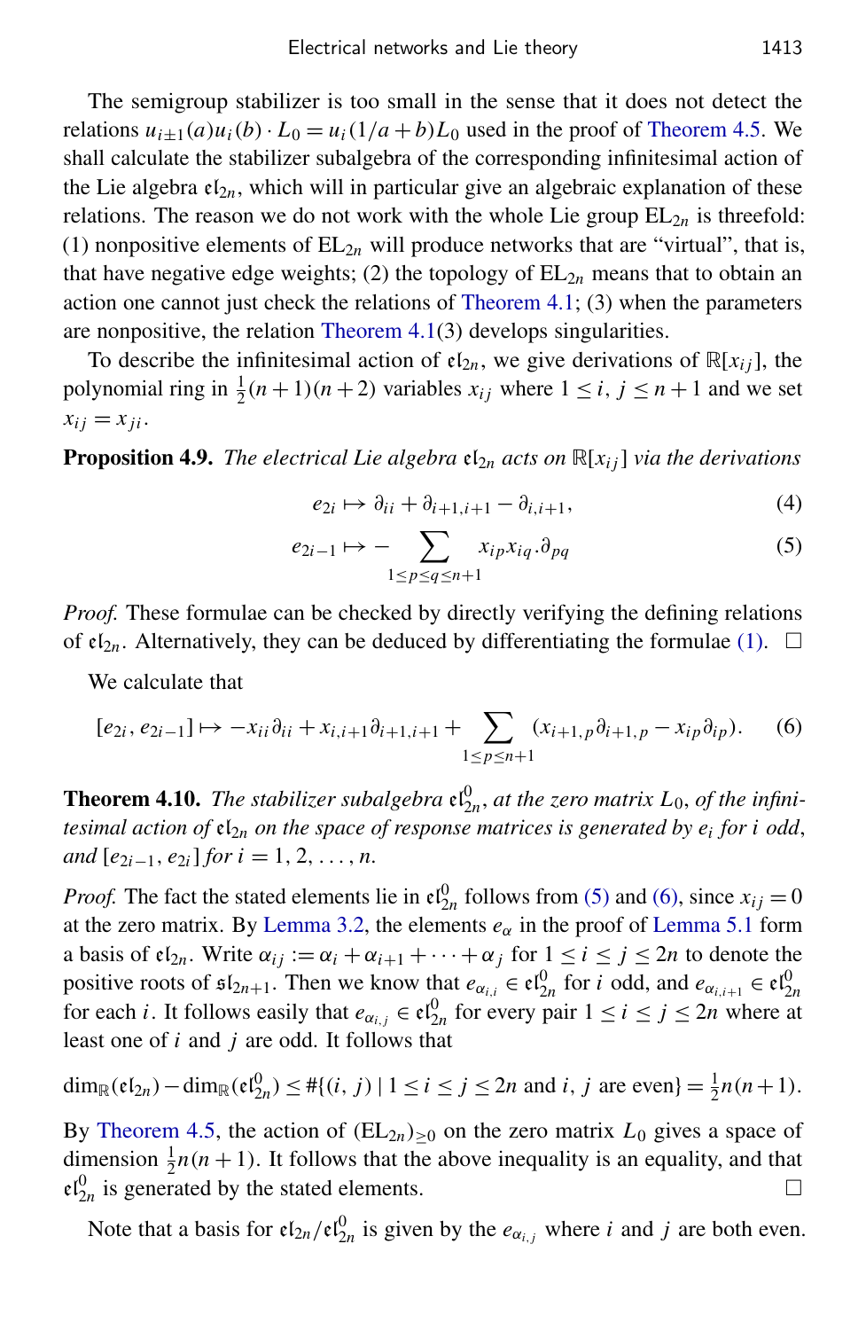The semigroup stabilizer is too small in the sense that it does not detect the relations $u_{i\pm1}(a)u_i(b) \cdot L_0 = u_i(1/a+b)L_0$ used in the proof of Theorem 4.5. We shall calculate the stabilizer subalgebra of the corresponding infinitesimal action of the Lie algebra $\mathfrak{el}_{2n}$, which will in particular give an algebraic explanation of these relations. The reason we do not work with the whole Lie group $\mathrm{EL}_{2n}$ is threefold: (1) nonpositive elements of $\mathrm{EL}_{2n}$ will produce networks that are "virtual", that is, that have negative edge weights; (2) the topology of $\mathrm{EL}_{2n}$ means that to obtain an action one cannot just check the relations of Theorem 4.1; (3) when the parameters are nonpositive, the relation Theorem 4.1(3) develops singularities.

To describe the infinitesimal action of $\mathfrak{el}_{2n}$, we give derivations of $\mathbb{R}[x_{ij}]$, the polynomial ring in $\frac{1}{2}(n+1)(n+2)$ variables $x_{ij}$ where $1 \le i, j \le n+1$ and we set $x_{ij} = x_{ji}$.

**Proposition 4.9.** *The electrical Lie algebra $\mathfrak{el}_{2n}$ acts on $\mathbb{R}[x_{ij}]$ via the derivations*

$$e_{2i} \mapsto \partial_{ii} + \partial_{i+1,i+1} - \partial_{i,i+1}, \tag{4}$$

$$e_{2i-1} \mapsto -\sum_{1 \le p \le q \le n+1} x_{ip}x_{iq}.\partial_{pq} \tag{5}$$

*Proof.* These formulae can be checked by directly verifying the defining relations of $\mathfrak{el}_{2n}$. Alternatively, they can be deduced by differentiating the formulae (1). $\square$

We calculate that

$$[e_{2i}, e_{2i-1}] \mapsto -x_{ii}\partial_{ii} + x_{i,i+1}\partial_{i+1,i+1} + \sum_{1 \le p \le n+1} (x_{i+1,p}\partial_{i+1,p} - x_{ip}\partial_{ip}). \tag{6}$$

**Theorem 4.10.** *The stabilizer subalgebra $\mathfrak{el}_{2n}^0$, at the zero matrix $L_0$, of the infinitesimal action of $\mathfrak{el}_{2n}$ on the space of response matrices is generated by $e_i$ for $i$ odd, and $[e_{2i-1}, e_{2i}]$ for $i = 1, 2, \ldots, n$.*

*Proof.* The fact the stated elements lie in $\mathfrak{el}_{2n}^0$ follows from (5) and (6), since $x_{ij} = 0$ at the zero matrix. By Lemma 3.2, the elements $e_\alpha$ in the proof of Lemma 5.1 form a basis of $\mathfrak{el}_{2n}$. Write $\alpha_{ij} := \alpha_i + \alpha_{i+1} + \cdots + \alpha_j$ for $1 \le i \le j \le 2n$ to denote the positive roots of $\mathfrak{sl}_{2n+1}$. Then we know that $e_{\alpha_{i,i}} \in \mathfrak{el}_{2n}^0$ for $i$ odd, and $e_{\alpha_{i,i+1}} \in \mathfrak{el}_{2n}^0$ for each $i$. It follows easily that $e_{\alpha_{i,j}} \in \mathfrak{el}_{2n}^0$ for every pair $1 \le i \le j \le 2n$ where at least one of $i$ and $j$ are odd. It follows that

$$\dim_{\mathbb{R}}(\mathfrak{el}_{2n}) - \dim_{\mathbb{R}}(\mathfrak{el}_{2n}^0) \le \#\{(i,j) \mid 1 \le i \le j \le 2n \text{ and } i, j \text{ are even}\} = \tfrac{1}{2}n(n+1).$$

By Theorem 4.5, the action of $(\mathrm{EL}_{2n})_{\ge 0}$ on the zero matrix $L_0$ gives a space of dimension $\frac{1}{2}n(n+1)$. It follows that the above inequality is an equality, and that $\mathfrak{el}_{2n}^0$ is generated by the stated elements. $\square$

Note that a basis for $\mathfrak{el}_{2n}/\mathfrak{el}_{2n}^0$ is given by the $e_{\alpha_{i,j}}$ where $i$ and $j$ are both even.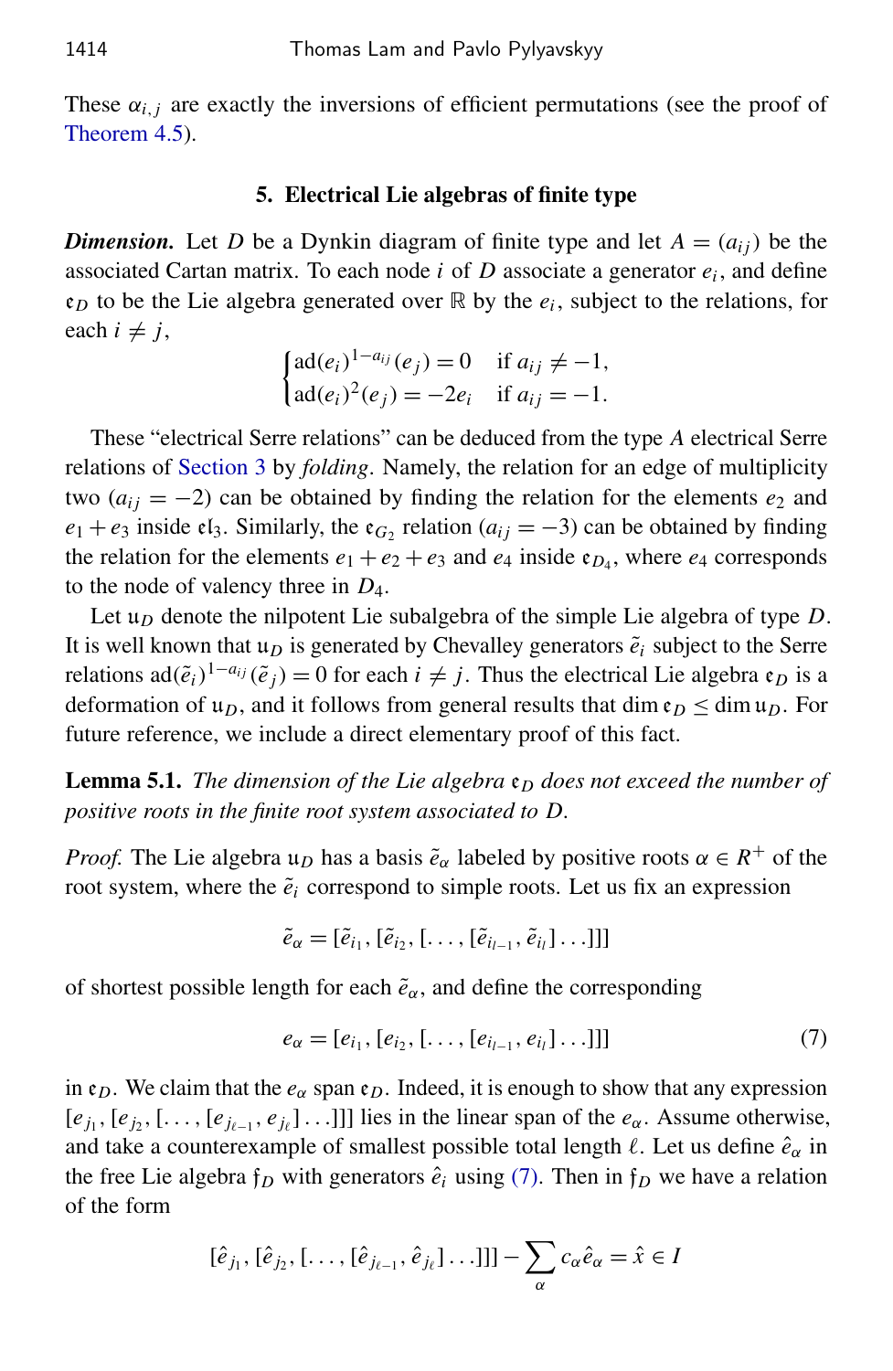These $\alpha_{i,j}$ are exactly the inversions of efficient permutations (see the proof of Theorem 4.5).

## 5. Electrical Lie algebras of finite type

***Dimension.*** Let $D$ be a Dynkin diagram of finite type and let $A = (a_{ij})$ be the associated Cartan matrix. To each node $i$ of $D$ associate a generator $e_i$, and define $\mathfrak{e}_D$ to be the Lie algebra generated over $\mathbb{R}$ by the $e_i$, subject to the relations, for each $i \neq j$,

$$\begin{cases} \mathrm{ad}(e_i)^{1-a_{ij}}(e_j) = 0 & \text{if } a_{ij} \neq -1, \\ \mathrm{ad}(e_i)^2(e_j) = -2e_i & \text{if } a_{ij} = -1. \end{cases}$$

These "electrical Serre relations" can be deduced from the type $A$ electrical Serre relations of Section 3 by *folding*. Namely, the relation for an edge of multiplicity two ($a_{ij} = -2$) can be obtained by finding the relation for the elements $e_2$ and $e_1 + e_3$ inside $\mathfrak{el}_3$. Similarly, the $\mathfrak{e}_{G_2}$ relation ($a_{ij} = -3$) can be obtained by finding the relation for the elements $e_1 + e_2 + e_3$ and $e_4$ inside $\mathfrak{e}_{D_4}$, where $e_4$ corresponds to the node of valency three in $D_4$.

Let $\mathfrak{u}_D$ denote the nilpotent Lie subalgebra of the simple Lie algebra of type $D$. It is well known that $\mathfrak{u}_D$ is generated by Chevalley generators $\tilde{e}_i$ subject to the Serre relations $\mathrm{ad}(\tilde{e}_i)^{1-a_{ij}}(\tilde{e}_j) = 0$ for each $i \neq j$. Thus the electrical Lie algebra $\mathfrak{e}_D$ is a deformation of $\mathfrak{u}_D$, and it follows from general results that $\dim \mathfrak{e}_D \leq \dim \mathfrak{u}_D$. For future reference, we include a direct elementary proof of this fact.

**Lemma 5.1.** *The dimension of the Lie algebra $\mathfrak{e}_D$ does not exceed the number of positive roots in the finite root system associated to $D$.*

*Proof.* The Lie algebra $\mathfrak{u}_D$ has a basis $\tilde{e}_\alpha$ labeled by positive roots $\alpha \in R^+$ of the root system, where the $\tilde{e}_i$ correspond to simple roots. Let us fix an expression

$$\tilde{e}_\alpha = [\tilde{e}_{i_1}, [\tilde{e}_{i_2}, [\ldots, [\tilde{e}_{i_{l-1}}, \tilde{e}_{i_l}] \ldots]]]$$

of shortest possible length for each $\tilde{e}_\alpha$, and define the corresponding

$$e_\alpha = [e_{i_1}, [e_{i_2}, [\ldots, [e_{i_{l-1}}, e_{i_l}] \ldots]]] \tag{7}$$

in $\mathfrak{e}_D$. We claim that the $e_\alpha$ span $\mathfrak{e}_D$. Indeed, it is enough to show that any expression $[e_{j_1}, [e_{j_2}, [\ldots, [e_{j_{\ell-1}}, e_{j_\ell}] \ldots]]]$ lies in the linear span of the $e_\alpha$. Assume otherwise, and take a counterexample of smallest possible total length $\ell$. Let us define $\hat{e}_\alpha$ in the free Lie algebra $\mathfrak{f}_D$ with generators $\hat{e}_i$ using (7). Then in $\mathfrak{f}_D$ we have a relation of the form

$$[\hat{e}_{j_1}, [\hat{e}_{j_2}, [\ldots, [\hat{e}_{j_{\ell-1}}, \hat{e}_{j_\ell}] \ldots]]] - \sum_\alpha c_\alpha \hat{e}_\alpha = \hat{x} \in I$$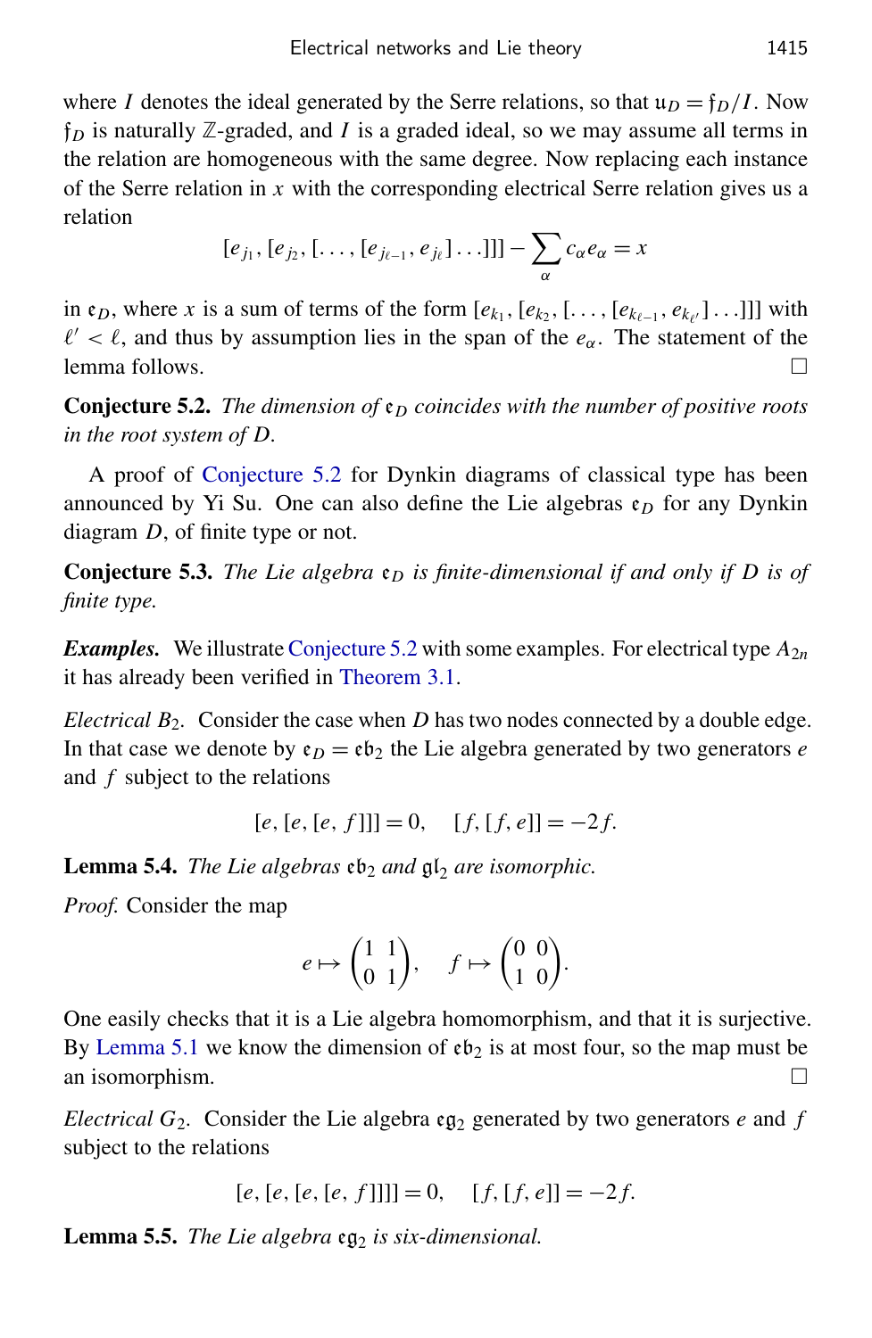where $I$ denotes the ideal generated by the Serre relations, so that $\mathfrak{u}_D = \mathfrak{f}_D/I$. Now $\mathfrak{f}_D$ is naturally $\mathbb{Z}$-graded, and $I$ is a graded ideal, so we may assume all terms in the relation are homogeneous with the same degree. Now replacing each instance of the Serre relation in $x$ with the corresponding electrical Serre relation gives us a relation

$$[e_{j_1}, [e_{j_2}, [\ldots, [e_{j_{\ell-1}}, e_{j_\ell}]\ldots]]] - \sum_\alpha c_\alpha e_\alpha = x$$

in $\mathfrak{e}_D$, where $x$ is a sum of terms of the form $[e_{k_1}, [e_{k_2}, [\ldots, [e_{k_{\ell-1}}, e_{k_{\ell'}}]\ldots]]]$ with $\ell' < \ell$, and thus by assumption lies in the span of the $e_\alpha$. The statement of the lemma follows. □

**Conjecture 5.2.** *The dimension of $\mathfrak{e}_D$ coincides with the number of positive roots in the root system of $D$.*

A proof of Conjecture 5.2 for Dynkin diagrams of classical type has been announced by Yi Su. One can also define the Lie algebras $\mathfrak{e}_D$ for any Dynkin diagram $D$, of finite type or not.

**Conjecture 5.3.** *The Lie algebra $\mathfrak{e}_D$ is finite-dimensional if and only if $D$ is of finite type.*

***Examples.*** We illustrate Conjecture 5.2 with some examples. For electrical type $A_{2n}$ it has already been verified in Theorem 3.1.

*Electrical $B_2$.* Consider the case when $D$ has two nodes connected by a double edge. In that case we denote by $\mathfrak{e}_D = \mathfrak{eb}_2$ the Lie algebra generated by two generators $e$ and $f$ subject to the relations

$$[e, [e, [e, f]]] = 0, \quad [f, [f, e]] = -2f.$$

**Lemma 5.4.** *The Lie algebras $\mathfrak{eb}_2$ and $\mathfrak{gl}_2$ are isomorphic.*

*Proof.* Consider the map

$$e \mapsto \begin{pmatrix} 1 & 1 \\ 0 & 1 \end{pmatrix}, \quad f \mapsto \begin{pmatrix} 0 & 0 \\ 1 & 0 \end{pmatrix}.$$

One easily checks that it is a Lie algebra homomorphism, and that it is surjective. By Lemma 5.1 we know the dimension of $\mathfrak{eb}_2$ is at most four, so the map must be an isomorphism. □

*Electrical $G_2$.* Consider the Lie algebra $\mathfrak{eg}_2$ generated by two generators $e$ and $f$ subject to the relations

$$[e, [e, [e, [e, f]]]] = 0, \quad [f, [f, e]] = -2f.$$

**Lemma 5.5.** *The Lie algebra $\mathfrak{eg}_2$ is six-dimensional.*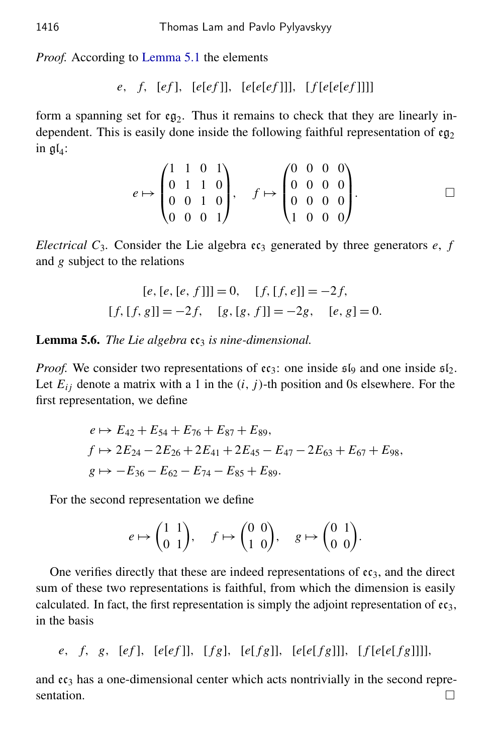*Proof.* According to Lemma 5.1 the elements

$$e, \quad f, \quad [ef], \quad [e[ef]], \quad [e[e[ef]]], \quad [f[e[e[ef]]]]$$

form a spanning set for $\mathfrak{eg}_2$. Thus it remains to check that they are linearly independent. This is easily done inside the following faithful representation of $\mathfrak{eg}_2$ in $\mathfrak{gl}_4$:

$$e \mapsto \begin{pmatrix} 1 & 1 & 0 & 1 \\ 0 & 1 & 1 & 0 \\ 0 & 0 & 1 & 0 \\ 0 & 0 & 0 & 1 \end{pmatrix}, \quad f \mapsto \begin{pmatrix} 0 & 0 & 0 & 0 \\ 0 & 0 & 0 & 0 \\ 0 & 0 & 0 & 0 \\ 1 & 0 & 0 & 0 \end{pmatrix}. \qquad \square$$

*Electrical* $C_3$. Consider the Lie algebra $\mathfrak{ec}_3$ generated by three generators $e$, $f$ and $g$ subject to the relations

$$[e,[e,[e,f]]] = 0, \quad [f,[f,e]] = -2f,$$
$$[f,[f,g]] = -2f, \quad [g,[g,f]] = -2g, \quad [e,g] = 0.$$

**Lemma 5.6.** *The Lie algebra* $\mathfrak{ec}_3$ *is nine-dimensional.*

*Proof.* We consider two representations of $\mathfrak{ec}_3$: one inside $\mathfrak{sl}_9$ and one inside $\mathfrak{sl}_2$. Let $E_{ij}$ denote a matrix with a 1 in the $(i, j)$-th position and 0s elsewhere. For the first representation, we define

$$\begin{aligned}
e &\mapsto E_{42} + E_{54} + E_{76} + E_{87} + E_{89}, \\
f &\mapsto 2E_{24} - 2E_{26} + 2E_{41} + 2E_{45} - E_{47} - 2E_{63} + E_{67} + E_{98}, \\
g &\mapsto -E_{36} - E_{62} - E_{74} - E_{85} + E_{89}.
\end{aligned}$$

For the second representation we define

$$e \mapsto \begin{pmatrix} 1 & 1 \\ 0 & 1 \end{pmatrix}, \quad f \mapsto \begin{pmatrix} 0 & 0 \\ 1 & 0 \end{pmatrix}, \quad g \mapsto \begin{pmatrix} 0 & 1 \\ 0 & 0 \end{pmatrix}.$$

One verifies directly that these are indeed representations of $\mathfrak{ec}_3$, and the direct sum of these two representations is faithful, from which the dimension is easily calculated. In fact, the first representation is simply the adjoint representation of $\mathfrak{ec}_3$, in the basis

$$e, \quad f, \quad g, \quad [ef], \quad [e[ef]], \quad [fg], \quad [e[fg]], \quad [e[e[fg]]], \quad [f[e[e[fg]]]],$$

and $\mathfrak{ec}_3$ has a one-dimensional center which acts nontrivially in the second representation. $\square$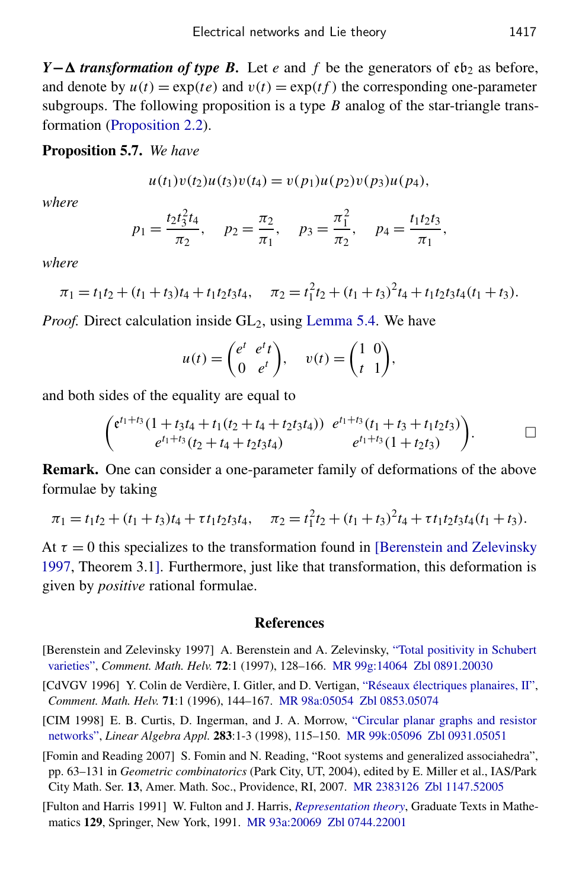***Y−Δ transformation of type B.*** Let $e$ and $f$ be the generators of $\mathfrak{sl}_2$ as before, and denote by $u(t) = \exp(te)$ and $v(t) = \exp(tf)$ the corresponding one-parameter subgroups. The following proposition is a type $B$ analog of the star-triangle transformation (Proposition 2.2).

**Proposition 5.7.** *We have*

$$u(t_1)v(t_2)u(t_3)v(t_4) = v(p_1)u(p_2)v(p_3)u(p_4),$$

*where*

$$p_1 = \frac{t_2 t_3^2 t_4}{\pi_2}, \quad p_2 = \frac{\pi_2}{\pi_1}, \quad p_3 = \frac{\pi_1^2}{\pi_2}, \quad p_4 = \frac{t_1 t_2 t_3}{\pi_1},$$

*where*

$$\pi_1 = t_1 t_2 + (t_1 + t_3)t_4 + t_1 t_2 t_3 t_4, \quad \pi_2 = t_1^2 t_2 + (t_1 + t_3)^2 t_4 + t_1 t_2 t_3 t_4 (t_1 + t_3).$$

*Proof.* Direct calculation inside $\mathrm{GL}_2$, using Lemma 5.4. We have

$$u(t) = \begin{pmatrix} e^t & e^t t \\ 0 & e^t \end{pmatrix}, \quad v(t) = \begin{pmatrix} 1 & 0 \\ t & 1 \end{pmatrix},$$

and both sides of the equality are equal to

$$\begin{pmatrix} e^{t_1+t_3}(1 + t_3 t_4 + t_1(t_2 + t_4 + t_2 t_3 t_4)) & e^{t_1+t_3}(t_1 + t_3 + t_1 t_2 t_3) \\ e^{t_1+t_3}(t_2 + t_4 + t_2 t_3 t_4) & e^{t_1+t_3}(1 + t_2 t_3) \end{pmatrix}.$$ □

**Remark.** One can consider a one-parameter family of deformations of the above formulae by taking

$$\pi_1 = t_1 t_2 + (t_1 + t_3)t_4 + \tau t_1 t_2 t_3 t_4, \quad \pi_2 = t_1^2 t_2 + (t_1 + t_3)^2 t_4 + \tau t_1 t_2 t_3 t_4 (t_1 + t_3).$$

At $\tau = 0$ this specializes to the transformation found in [Berenstein and Zelevinsky 1997, Theorem 3.1]. Furthermore, just like that transformation, this deformation is given by *positive* rational formulae.

## References

[Berenstein and Zelevinsky 1997] A. Berenstein and A. Zelevinsky, "Total positivity in Schubert varieties", *Comment. Math. Helv.* **72**:1 (1997), 128–166. MR 99g:14064 Zbl 0891.20030

[CdVGV 1996] Y. Colin de Verdière, I. Gitler, and D. Vertigan, "Réseaux électriques planaires, II", *Comment. Math. Helv.* **71**:1 (1996), 144–167. MR 98a:05054 Zbl 0853.05074

[CIM 1998] E. B. Curtis, D. Ingerman, and J. A. Morrow, "Circular planar graphs and resistor networks", *Linear Algebra Appl.* **283**:1-3 (1998), 115–150. MR 99k:05096 Zbl 0931.05051

[Fomin and Reading 2007] S. Fomin and N. Reading, "Root systems and generalized associahedra", pp. 63–131 in *Geometric combinatorics* (Park City, UT, 2004), edited by E. Miller et al., IAS/Park City Math. Ser. **13**, Amer. Math. Soc., Providence, RI, 2007. MR 2383126 Zbl 1147.52005

[Fulton and Harris 1991] W. Fulton and J. Harris, *Representation theory*, Graduate Texts in Mathematics **129**, Springer, New York, 1991. MR 93a:20069 Zbl 0744.22001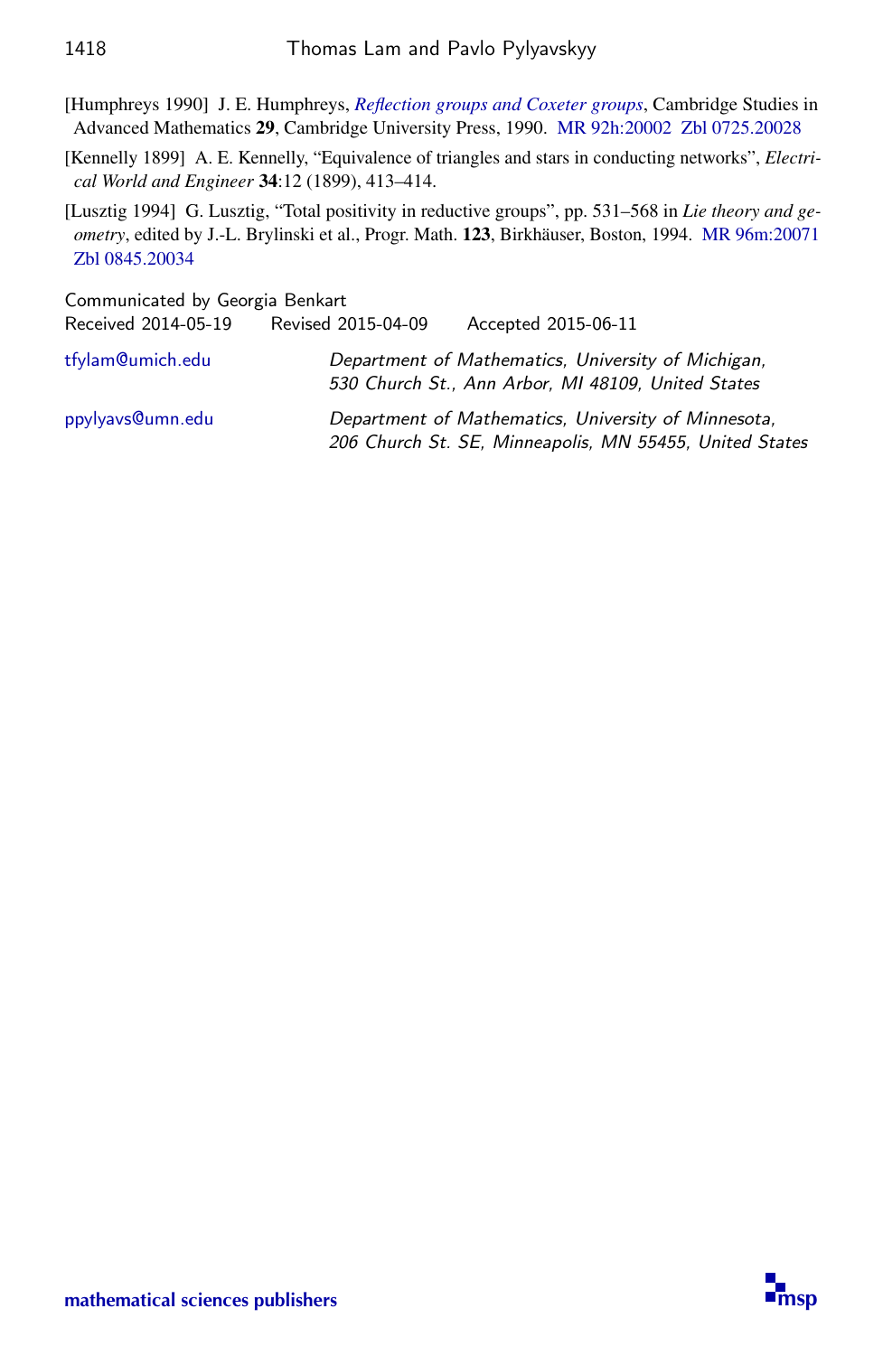[Humphreys 1990] J. E. Humphreys, *Reflection groups and Coxeter groups*, Cambridge Studies in Advanced Mathematics **29**, Cambridge University Press, 1990. MR 92h:20002 Zbl 0725.20028

[Kennelly 1899] A. E. Kennelly, "Equivalence of triangles and stars in conducting networks", *Electrical World and Engineer* **34**:12 (1899), 413–414.

[Lusztig 1994] G. Lusztig, "Total positivity in reductive groups", pp. 531–568 in *Lie theory and geometry*, edited by J.-L. Brylinski et al., Progr. Math. **123**, Birkhäuser, Boston, 1994. MR 96m:20071 Zbl 0845.20034

Communicated by Georgia Benkart
Received 2014-05-19 Revised 2015-04-09 Accepted 2015-06-11

tfylam@umich.edu — *Department of Mathematics, University of Michigan, 530 Church St., Ann Arbor, MI 48109, United States*

ppylyavs@umn.edu — *Department of Mathematics, University of Minnesota, 206 Church St. SE, Minneapolis, MN 55455, United States*

mathematical sciences publishers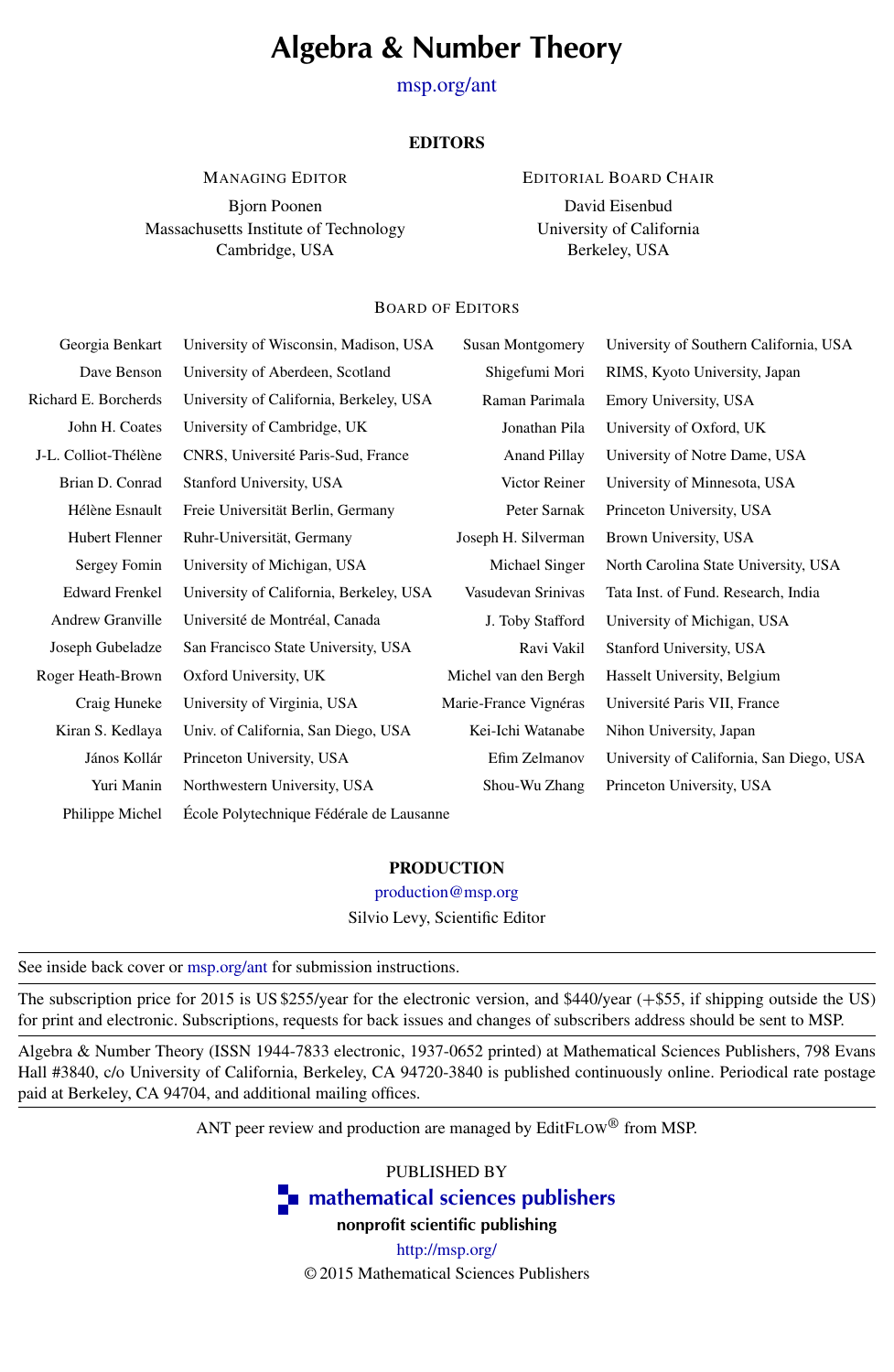# Algebra & Number Theory

msp.org/ant

## EDITORS

**MANAGING EDITOR**

Bjorn Poonen
Massachusetts Institute of Technology
Cambridge, USA

**EDITORIAL BOARD CHAIR**

David Eisenbud
University of California
Berkeley, USA

### BOARD OF EDITORS

| | | | |
|---|---|---|---|
| Georgia Benkart | University of Wisconsin, Madison, USA | Susan Montgomery | University of Southern California, USA |
| Dave Benson | University of Aberdeen, Scotland | Shigefumi Mori | RIMS, Kyoto University, Japan |
| Richard E. Borcherds | University of California, Berkeley, USA | Raman Parimala | Emory University, USA |
| John H. Coates | University of Cambridge, UK | Jonathan Pila | University of Oxford, UK |
| J-L. Colliot-Thélène | CNRS, Université Paris-Sud, France | Anand Pillay | University of Notre Dame, USA |
| Brian D. Conrad | Stanford University, USA | Victor Reiner | University of Minnesota, USA |
| Hélène Esnault | Freie Universität Berlin, Germany | Peter Sarnak | Princeton University, USA |
| Hubert Flenner | Ruhr-Universität, Germany | Joseph H. Silverman | Brown University, USA |
| Sergey Fomin | University of Michigan, USA | Michael Singer | North Carolina State University, USA |
| Edward Frenkel | University of California, Berkeley, USA | Vasudevan Srinivas | Tata Inst. of Fund. Research, India |
| Andrew Granville | Université de Montréal, Canada | J. Toby Stafford | University of Michigan, USA |
| Joseph Gubeladze | San Francisco State University, USA | Ravi Vakil | Stanford University, USA |
| Roger Heath-Brown | Oxford University, UK | Michel van den Bergh | Hasselt University, Belgium |
| Craig Huneke | University of Virginia, USA | Marie-France Vignéras | Université Paris VII, France |
| Kiran S. Kedlaya | Univ. of California, San Diego, USA | Kei-Ichi Watanabe | Nihon University, Japan |
| János Kollár | Princeton University, USA | Efim Zelmanov | University of California, San Diego, USA |
| Yuri Manin | Northwestern University, USA | Shou-Wu Zhang | Princeton University, USA |
| Philippe Michel | École Polytechnique Fédérale de Lausanne | | |

## PRODUCTION

production@msp.org

Silvio Levy, Scientific Editor

---

See inside back cover or msp.org/ant for submission instructions.

---

The subscription price for 2015 is US $255/year for the electronic version, and $440/year (+$55, if shipping outside the US) for print and electronic. Subscriptions, requests for back issues and changes of subscribers address should be sent to MSP.

---

Algebra & Number Theory (ISSN 1944-7833 electronic, 1937-0652 printed) at Mathematical Sciences Publishers, 798 Evans Hall #3840, c/o University of California, Berkeley, CA 94720-3840 is published continuously online. Periodical rate postage paid at Berkeley, CA 94704, and additional mailing offices.

---

ANT peer review and production are managed by EditFLOW® from MSP.

PUBLISHED BY

**mathematical sciences publishers**

**nonprofit scientific publishing**

http://msp.org/

© 2015 Mathematical Sciences Publishers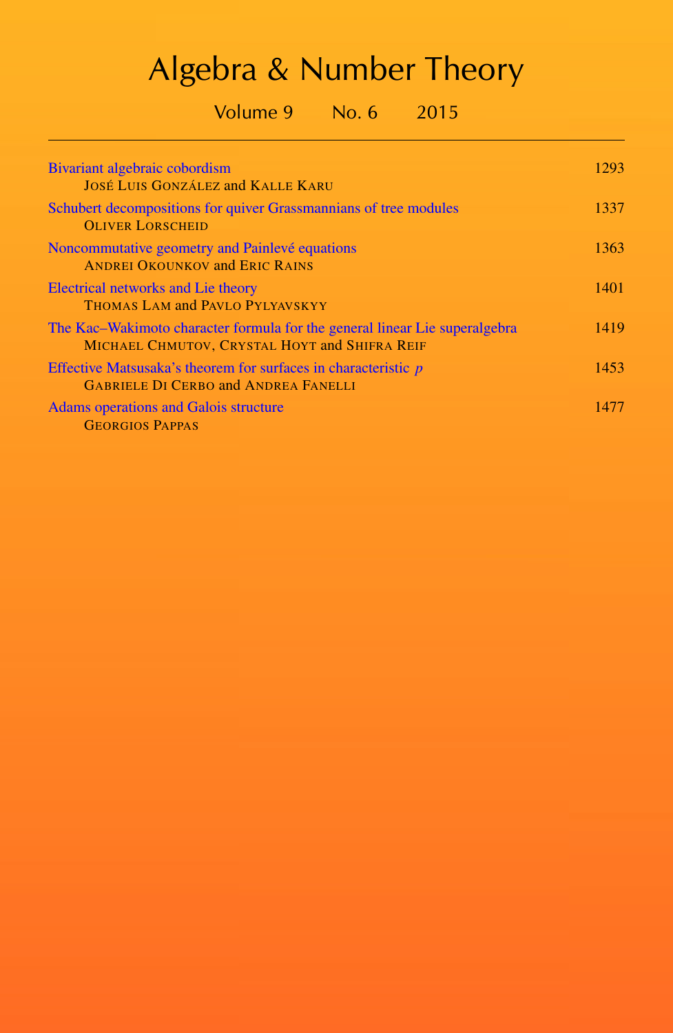# Algebra & Number Theory

Volume 9 No. 6 2015

| | |
|---|---|
| Bivariant algebraic cobordism<br>José Luis González and Kalle Karu | 1293 |
| Schubert decompositions for quiver Grassmannians of tree modules<br>Oliver Lorscheid | 1337 |
| Noncommutative geometry and Painlevé equations<br>Andrei Okounkov and Eric Rains | 1363 |
| Electrical networks and Lie theory<br>Thomas Lam and Pavlo Pylyavskyy | 1401 |
| The Kac–Wakimoto character formula for the general linear Lie superalgebra<br>Michael Chmutov, Crystal Hoyt and Shifra Reif | 1419 |
| Effective Matsusaka's theorem for surfaces in characteristic $p$<br>Gabriele Di Cerbo and Andrea Fanelli | 1453 |
| Adams operations and Galois structure<br>Georgios Pappas | 1477 |